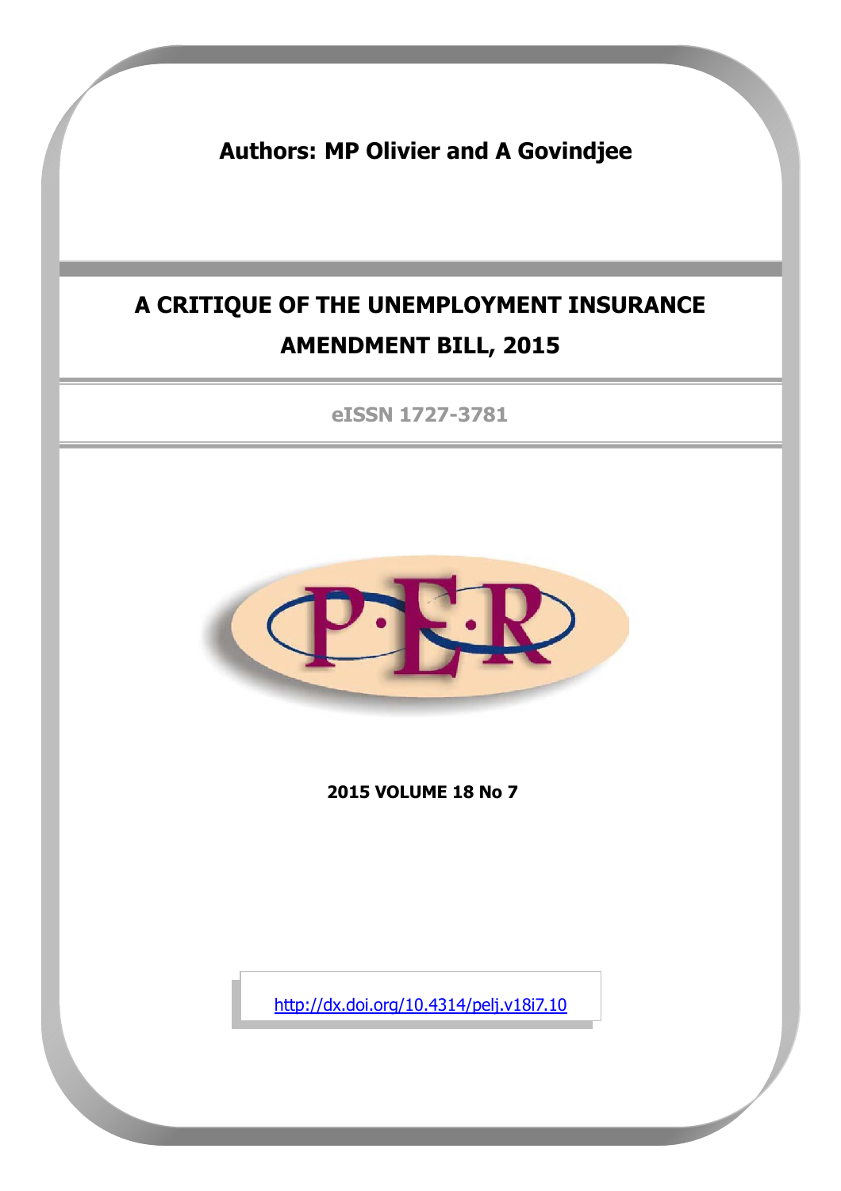**Authors: MP Olivier and A Govindjee**

# A CRITIQUE OF THE UNEMPLOYMENT INSURANCE AMENDMENT BILL, 2015

eISSN 1727-3781

P·E·R

**2015 VOLUME 18 No 7**

http://dx.doi.org/10.4314/pelj.v18i7.10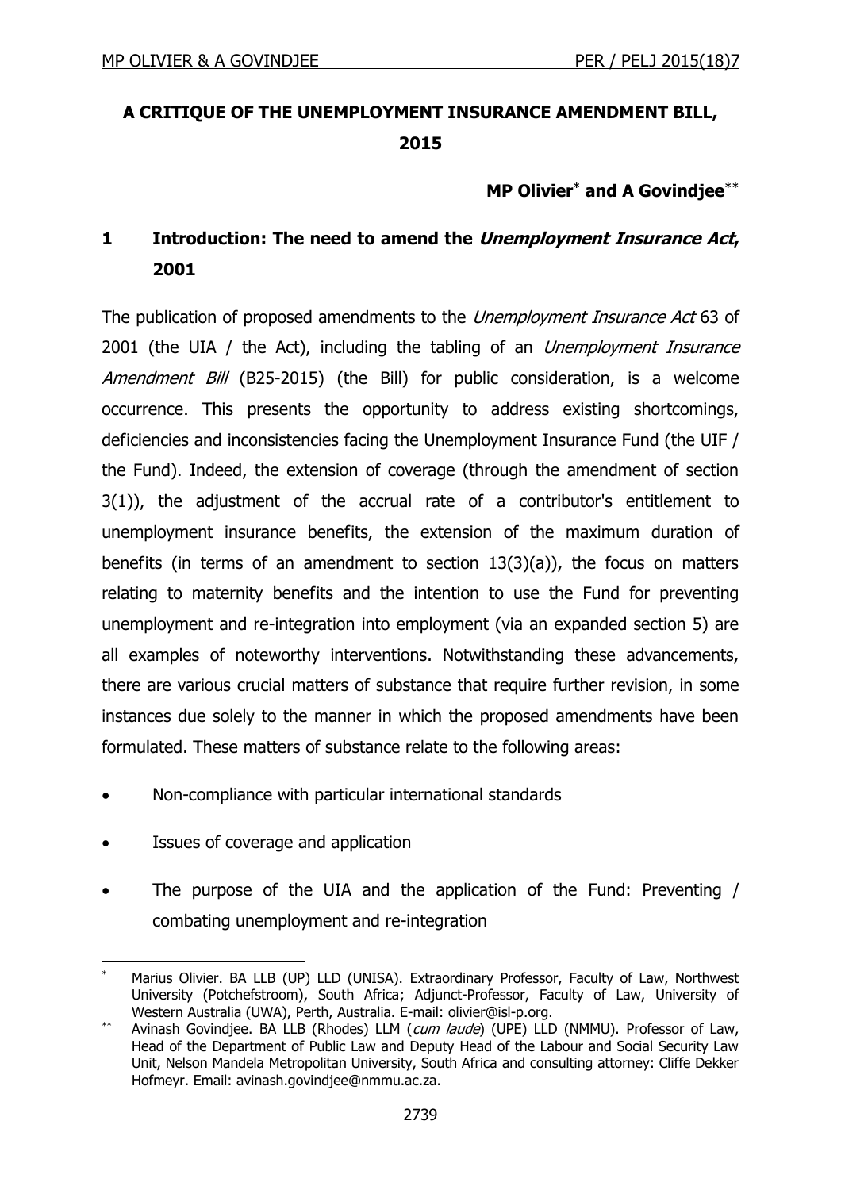# A CRITIQUE OF THE UNEMPLOYMENT INSURANCE AMENDMENT BILL, 2015

**MP Olivier[*] and A Govindjee[**]**

## 1 Introduction: The need to amend the *Unemployment Insurance Act*, 2001

The publication of proposed amendments to the *Unemployment Insurance Act* 63 of 2001 (the UIA / the Act), including the tabling of an *Unemployment Insurance Amendment Bill* (B25-2015) (the Bill) for public consideration, is a welcome occurrence. This presents the opportunity to address existing shortcomings, deficiencies and inconsistencies facing the Unemployment Insurance Fund (the UIF / the Fund). Indeed, the extension of coverage (through the amendment of section 3(1)), the adjustment of the accrual rate of a contributor's entitlement to unemployment insurance benefits, the extension of the maximum duration of benefits (in terms of an amendment to section 13(3)(a)), the focus on matters relating to maternity benefits and the intention to use the Fund for preventing unemployment and re-integration into employment (via an expanded section 5) are all examples of noteworthy interventions. Notwithstanding these advancements, there are various crucial matters of substance that require further revision, in some instances due solely to the manner in which the proposed amendments have been formulated. These matters of substance relate to the following areas:

- Non-compliance with particular international standards
- Issues of coverage and application
- The purpose of the UIA and the application of the Fund: Preventing / combating unemployment and re-integration

---

[*] Marius Olivier. BA LLB (UP) LLD (UNISA). Extraordinary Professor, Faculty of Law, Northwest University (Potchefstroom), South Africa; Adjunct-Professor, Faculty of Law, University of Western Australia (UWA), Perth, Australia. E-mail: olivier@isl-p.org.

[**] Avinash Govindjee. BA LLB (Rhodes) LLM (*cum laude*) (UPE) LLD (NMMU). Professor of Law, Head of the Department of Public Law and Deputy Head of the Labour and Social Security Law Unit, Nelson Mandela Metropolitan University, South Africa and consulting attorney: Cliffe Dekker Hofmeyr. Email: avinash.govindjee@nmmu.ac.za.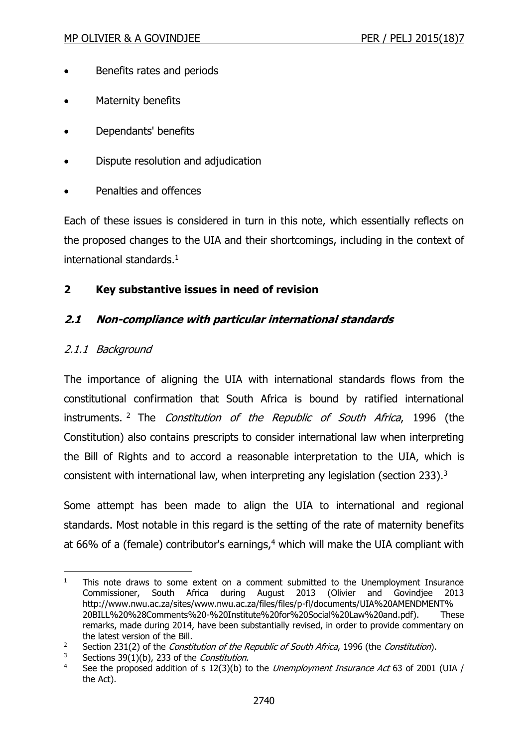- Benefits rates and periods
- Maternity benefits
- Dependants' benefits
- Dispute resolution and adjudication
- Penalties and offences

Each of these issues is considered in turn in this note, which essentially reflects on the proposed changes to the UIA and their shortcomings, including in the context of international standards.[1]

## 2 Key substantive issues in need of revision

### *2.1 Non-compliance with particular international standards*

#### *2.1.1 Background*

The importance of aligning the UIA with international standards flows from the constitutional confirmation that South Africa is bound by ratified international instruments.[2] The *Constitution of the Republic of South Africa*, 1996 (the Constitution) also contains prescripts to consider international law when interpreting the Bill of Rights and to accord a reasonable interpretation to the UIA, which is consistent with international law, when interpreting any legislation (section 233).[3]

Some attempt has been made to align the UIA to international and regional standards. Most notable in this regard is the setting of the rate of maternity benefits at 66% of a (female) contributor's earnings,[4] which will make the UIA compliant with

---

[1] This note draws to some extent on a comment submitted to the Unemployment Insurance Commissioner, South Africa during August 2013 (Olivier and Govindjee 2013 http://www.nwu.ac.za/sites/www.nwu.ac.za/files/files/p-fl/documents/UIA%20AMENDMENT%20BILL%20%28Comments%20-%20Institute%20for%20Social%20Law%20and.pdf). These remarks, made during 2014, have been substantially revised, in order to provide commentary on the latest version of the Bill.

[2] Section 231(2) of the *Constitution of the Republic of South Africa*, 1996 (the *Constitution*).

[3] Sections 39(1)(b), 233 of the *Constitution*.

[4] See the proposed addition of s 12(3)(b) to the *Unemployment Insurance Act* 63 of 2001 (UIA / the Act).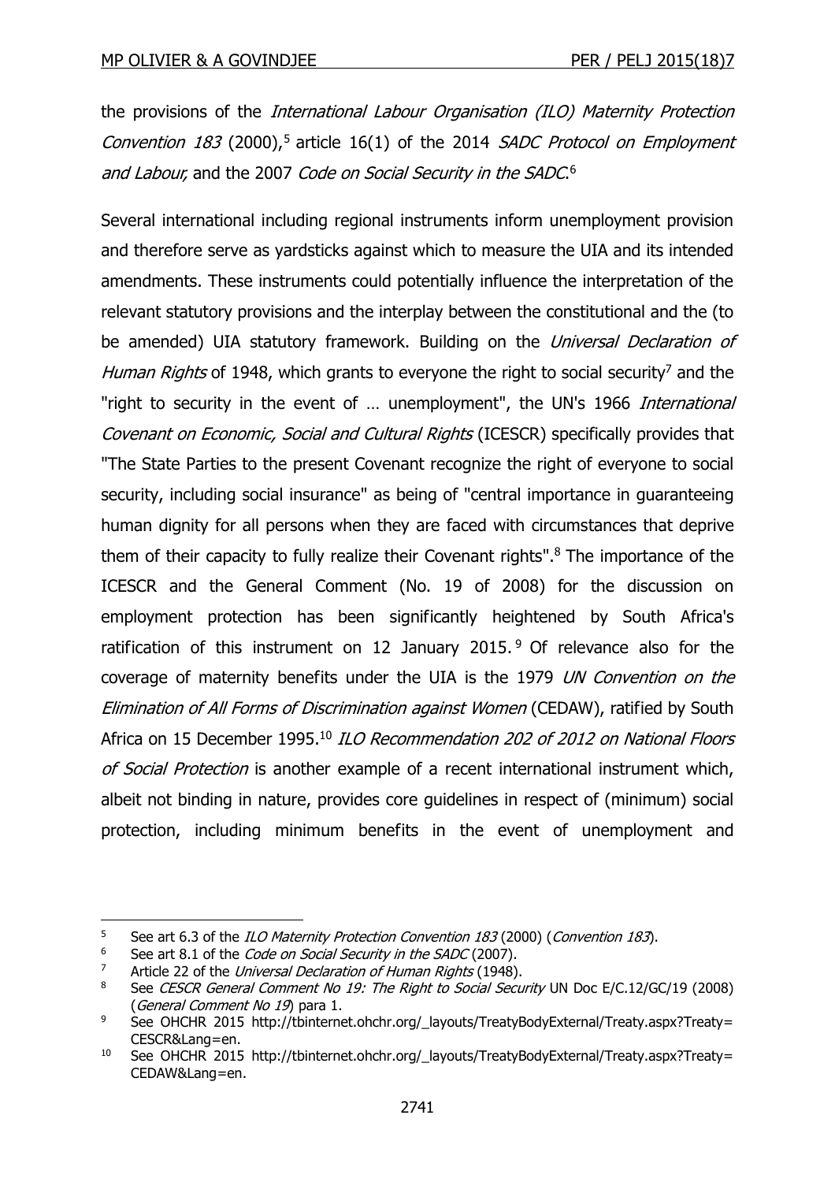the provisions of the *International Labour Organisation (ILO) Maternity Protection Convention 183* (2000),[5] article 16(1) of the 2014 *SADC Protocol on Employment and Labour,* and the 2007 *Code on Social Security in the SADC*.[6]

Several international including regional instruments inform unemployment provision and therefore serve as yardsticks against which to measure the UIA and its intended amendments. These instruments could potentially influence the interpretation of the relevant statutory provisions and the interplay between the constitutional and the (to be amended) UIA statutory framework. Building on the *Universal Declaration of Human Rights* of 1948, which grants to everyone the right to social security[7] and the "right to security in the event of … unemployment", the UN's 1966 *International Covenant on Economic, Social and Cultural Rights* (ICESCR) specifically provides that "The State Parties to the present Covenant recognize the right of everyone to social security, including social insurance" as being of "central importance in guaranteeing human dignity for all persons when they are faced with circumstances that deprive them of their capacity to fully realize their Covenant rights".[8] The importance of the ICESCR and the General Comment (No. 19 of 2008) for the discussion on employment protection has been significantly heightened by South Africa's ratification of this instrument on 12 January 2015.[9] Of relevance also for the coverage of maternity benefits under the UIA is the 1979 *UN Convention on the Elimination of All Forms of Discrimination against Women* (CEDAW), ratified by South Africa on 15 December 1995.[10] *ILO Recommendation 202 of 2012 on National Floors of Social Protection* is another example of a recent international instrument which, albeit not binding in nature, provides core guidelines in respect of (minimum) social protection, including minimum benefits in the event of unemployment and

---

[5] See art 6.3 of the *ILO Maternity Protection Convention 183* (2000) (*Convention 183*).

[6] See art 8.1 of the *Code on Social Security in the SADC* (2007).

[7] Article 22 of the *Universal Declaration of Human Rights* (1948).

[8] See *CESCR General Comment No 19: The Right to Social Security* UN Doc E/C.12/GC/19 (2008) (*General Comment No 19*) para 1.

[9] See OHCHR 2015 http://tbinternet.ohchr.org/_layouts/TreatyBodyExternal/Treaty.aspx?Treaty=CESCR&Lang=en.

[10] See OHCHR 2015 http://tbinternet.ohchr.org/_layouts/TreatyBodyExternal/Treaty.aspx?Treaty=CEDAW&Lang=en.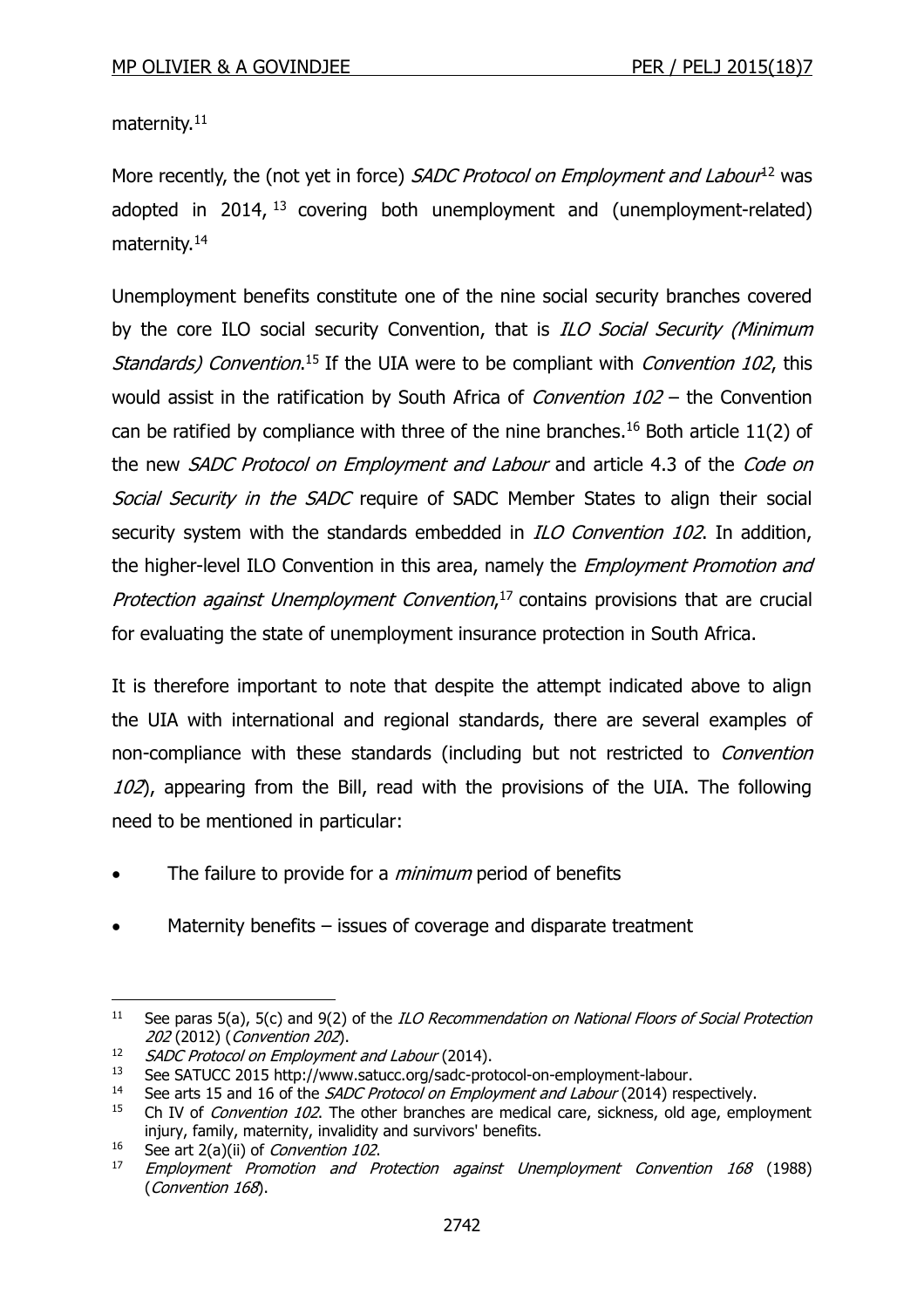maternity.[11]

More recently, the (not yet in force) *SADC Protocol on Employment and Labour*[12] was adopted in 2014, [13] covering both unemployment and (unemployment-related) maternity.[14]

Unemployment benefits constitute one of the nine social security branches covered by the core ILO social security Convention, that is *ILO Social Security (Minimum Standards) Convention*.[15] If the UIA were to be compliant with *Convention 102*, this would assist in the ratification by South Africa of *Convention 102* – the Convention can be ratified by compliance with three of the nine branches.[16] Both article 11(2) of the new *SADC Protocol on Employment and Labour* and article 4.3 of the *Code on Social Security in the SADC* require of SADC Member States to align their social security system with the standards embedded in *ILO Convention 102*. In addition, the higher-level ILO Convention in this area, namely the *Employment Promotion and Protection against Unemployment Convention*,[17] contains provisions that are crucial for evaluating the state of unemployment insurance protection in South Africa.

It is therefore important to note that despite the attempt indicated above to align the UIA with international and regional standards, there are several examples of non-compliance with these standards (including but not restricted to *Convention 102*), appearing from the Bill, read with the provisions of the UIA. The following need to be mentioned in particular:

- The failure to provide for a *minimum* period of benefits
- Maternity benefits – issues of coverage and disparate treatment

---

[11] See paras 5(a), 5(c) and 9(2) of the *ILO Recommendation on National Floors of Social Protection 202* (2012) (*Convention 202*).

[12] *SADC Protocol on Employment and Labour* (2014).

[13] See SATUCC 2015 http://www.satucc.org/sadc-protocol-on-employment-labour.

[14] See arts 15 and 16 of the *SADC Protocol on Employment and Labour* (2014) respectively.

[15] Ch IV of *Convention 102*. The other branches are medical care, sickness, old age, employment injury, family, maternity, invalidity and survivors' benefits.

[16] See art 2(a)(ii) of *Convention 102*.

[17] *Employment Promotion and Protection against Unemployment Convention 168* (1988) (*Convention 168*).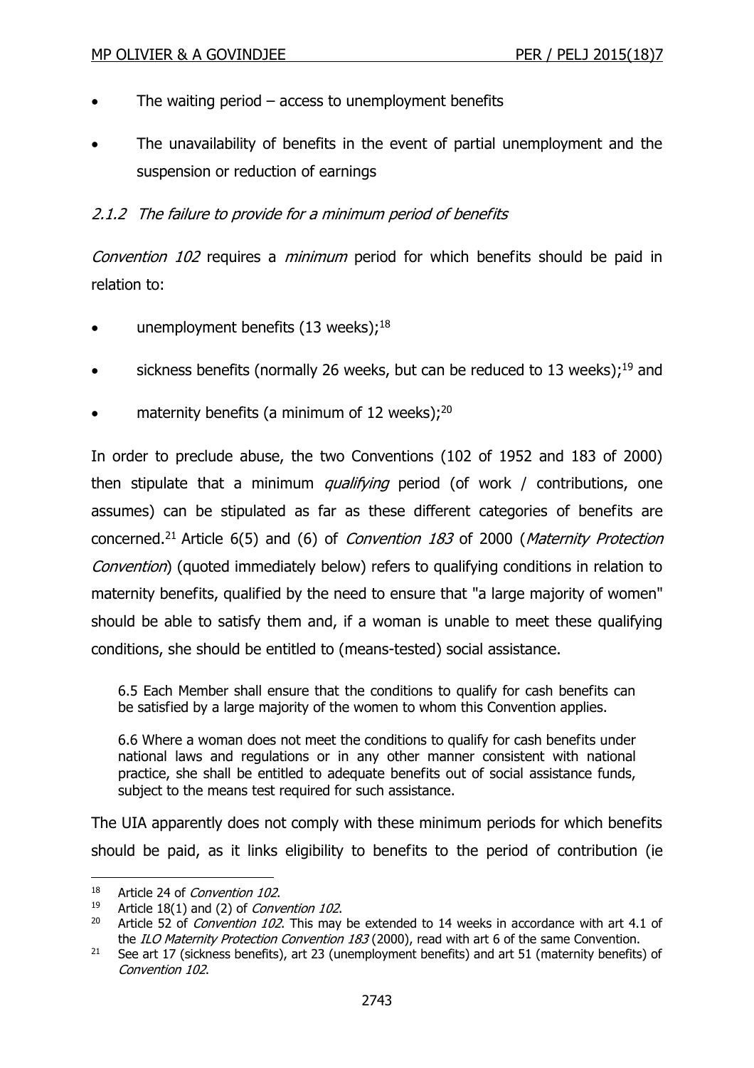- The waiting period – access to unemployment benefits
- The unavailability of benefits in the event of partial unemployment and the suspension or reduction of earnings

### *2.1.2 The failure to provide for a minimum period of benefits*

*Convention 102* requires a *minimum* period for which benefits should be paid in relation to:

- unemployment benefits (13 weeks);[18]
- sickness benefits (normally 26 weeks, but can be reduced to 13 weeks);[19] and
- maternity benefits (a minimum of 12 weeks);[20]

In order to preclude abuse, the two Conventions (102 of 1952 and 183 of 2000) then stipulate that a minimum *qualifying* period (of work / contributions, one assumes) can be stipulated as far as these different categories of benefits are concerned.[21] Article 6(5) and (6) of *Convention 183* of 2000 (*Maternity Protection Convention*) (quoted immediately below) refers to qualifying conditions in relation to maternity benefits, qualified by the need to ensure that "a large majority of women" should be able to satisfy them and, if a woman is unable to meet these qualifying conditions, she should be entitled to (means-tested) social assistance.

> 6.5 Each Member shall ensure that the conditions to qualify for cash benefits can be satisfied by a large majority of the women to whom this Convention applies.
>
> 6.6 Where a woman does not meet the conditions to qualify for cash benefits under national laws and regulations or in any other manner consistent with national practice, she shall be entitled to adequate benefits out of social assistance funds, subject to the means test required for such assistance.

The UIA apparently does not comply with these minimum periods for which benefits should be paid, as it links eligibility to benefits to the period of contribution (ie

---

[18] Article 24 of *Convention 102*.

[19] Article 18(1) and (2) of *Convention 102*.

[20] Article 52 of *Convention 102*. This may be extended to 14 weeks in accordance with art 4.1 of the *ILO Maternity Protection Convention 183* (2000), read with art 6 of the same Convention.

[21] See art 17 (sickness benefits), art 23 (unemployment benefits) and art 51 (maternity benefits) of *Convention 102*.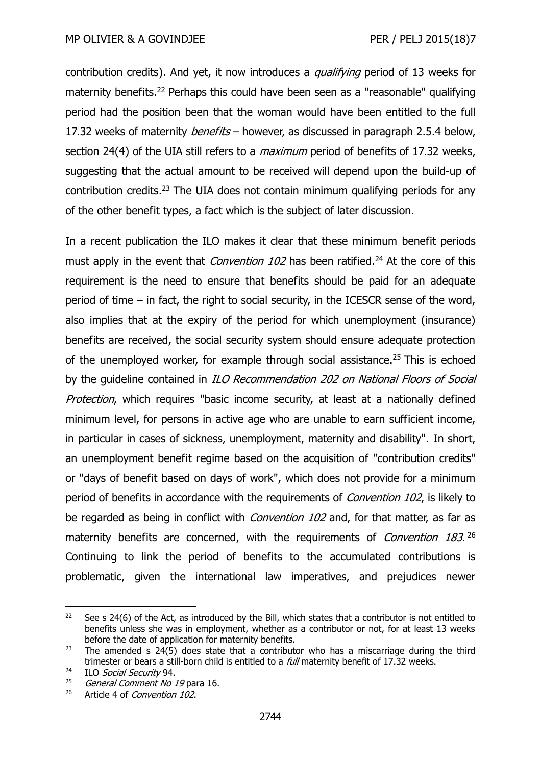contribution credits). And yet, it now introduces a *qualifying* period of 13 weeks for maternity benefits.[22] Perhaps this could have been seen as a "reasonable" qualifying period had the position been that the woman would have been entitled to the full 17.32 weeks of maternity *benefits* – however, as discussed in paragraph 2.5.4 below, section 24(4) of the UIA still refers to a *maximum* period of benefits of 17.32 weeks, suggesting that the actual amount to be received will depend upon the build-up of contribution credits.[23] The UIA does not contain minimum qualifying periods for any of the other benefit types, a fact which is the subject of later discussion.

In a recent publication the ILO makes it clear that these minimum benefit periods must apply in the event that *Convention 102* has been ratified.[24] At the core of this requirement is the need to ensure that benefits should be paid for an adequate period of time – in fact, the right to social security, in the ICESCR sense of the word, also implies that at the expiry of the period for which unemployment (insurance) benefits are received, the social security system should ensure adequate protection of the unemployed worker, for example through social assistance.[25] This is echoed by the guideline contained in *ILO Recommendation 202 on National Floors of Social Protection*, which requires "basic income security, at least at a nationally defined minimum level, for persons in active age who are unable to earn sufficient income, in particular in cases of sickness, unemployment, maternity and disability". In short, an unemployment benefit regime based on the acquisition of "contribution credits" or "days of benefit based on days of work", which does not provide for a minimum period of benefits in accordance with the requirements of *Convention 102*, is likely to be regarded as being in conflict with *Convention 102* and, for that matter, as far as maternity benefits are concerned, with the requirements of *Convention 183*.[26] Continuing to link the period of benefits to the accumulated contributions is problematic, given the international law imperatives, and prejudices newer

---

22 See s 24(6) of the Act, as introduced by the Bill, which states that a contributor is not entitled to benefits unless she was in employment, whether as a contributor or not, for at least 13 weeks before the date of application for maternity benefits.

23 The amended s 24(5) does state that a contributor who has a miscarriage during the third trimester or bears a still-born child is entitled to a *full* maternity benefit of 17.32 weeks.

24 ILO *Social Security* 94.

25 *General Comment No 19* para 16.

26 Article 4 of *Convention 102*.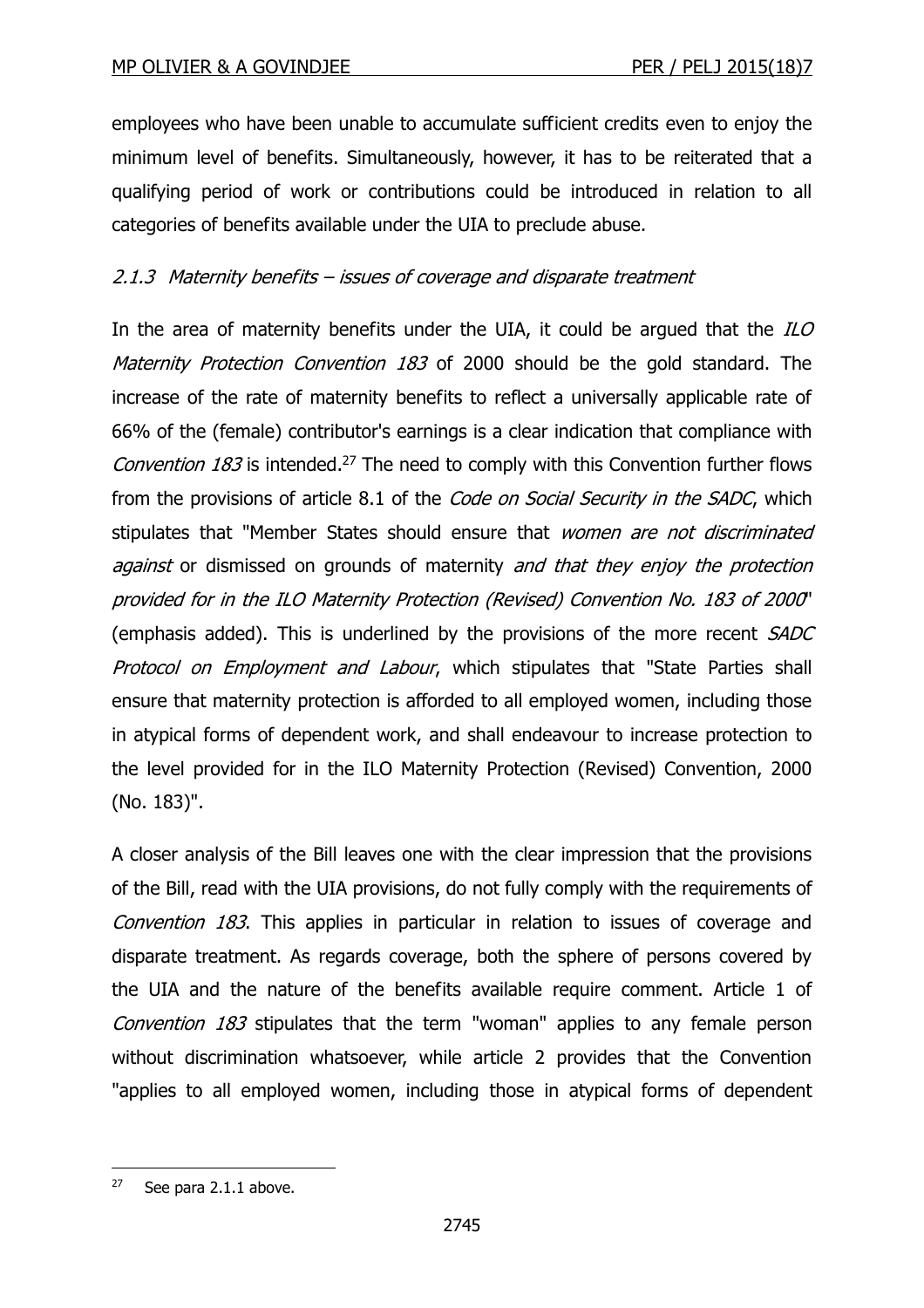employees who have been unable to accumulate sufficient credits even to enjoy the minimum level of benefits. Simultaneously, however, it has to be reiterated that a qualifying period of work or contributions could be introduced in relation to all categories of benefits available under the UIA to preclude abuse.

### *2.1.3 Maternity benefits – issues of coverage and disparate treatment*

In the area of maternity benefits under the UIA, it could be argued that the *ILO Maternity Protection Convention 183* of 2000 should be the gold standard. The increase of the rate of maternity benefits to reflect a universally applicable rate of 66% of the (female) contributor's earnings is a clear indication that compliance with *Convention 183* is intended.[27] The need to comply with this Convention further flows from the provisions of article 8.1 of the *Code on Social Security in the SADC*, which stipulates that "Member States should ensure that *women are not discriminated against* or dismissed on grounds of maternity *and that they enjoy the protection provided for in the ILO Maternity Protection (Revised) Convention No. 183 of 2000*" (emphasis added). This is underlined by the provisions of the more recent *SADC Protocol on Employment and Labour*, which stipulates that "State Parties shall ensure that maternity protection is afforded to all employed women, including those in atypical forms of dependent work, and shall endeavour to increase protection to the level provided for in the ILO Maternity Protection (Revised) Convention, 2000 (No. 183)".

A closer analysis of the Bill leaves one with the clear impression that the provisions of the Bill, read with the UIA provisions, do not fully comply with the requirements of *Convention 183*. This applies in particular in relation to issues of coverage and disparate treatment. As regards coverage, both the sphere of persons covered by the UIA and the nature of the benefits available require comment. Article 1 of *Convention 183* stipulates that the term "woman" applies to any female person without discrimination whatsoever, while article 2 provides that the Convention "applies to all employed women, including those in atypical forms of dependent

---

[27] See para 2.1.1 above.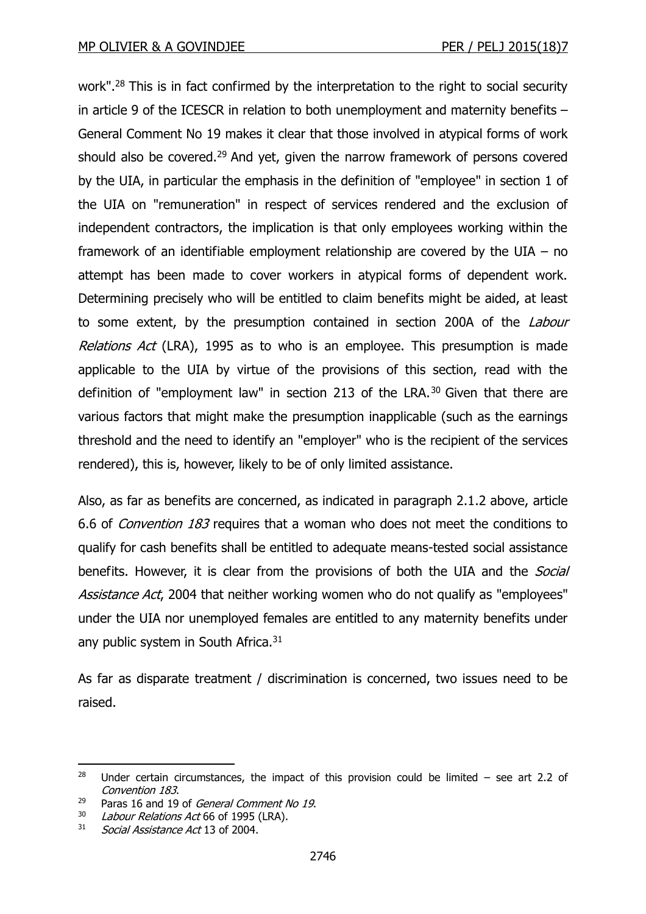work".[28] This is in fact confirmed by the interpretation to the right to social security in article 9 of the ICESCR in relation to both unemployment and maternity benefits – General Comment No 19 makes it clear that those involved in atypical forms of work should also be covered.[29] And yet, given the narrow framework of persons covered by the UIA, in particular the emphasis in the definition of "employee" in section 1 of the UIA on "remuneration" in respect of services rendered and the exclusion of independent contractors, the implication is that only employees working within the framework of an identifiable employment relationship are covered by the UIA – no attempt has been made to cover workers in atypical forms of dependent work. Determining precisely who will be entitled to claim benefits might be aided, at least to some extent, by the presumption contained in section 200A of the *Labour Relations Act* (LRA), 1995 as to who is an employee. This presumption is made applicable to the UIA by virtue of the provisions of this section, read with the definition of "employment law" in section 213 of the LRA.[30] Given that there are various factors that might make the presumption inapplicable (such as the earnings threshold and the need to identify an "employer" who is the recipient of the services rendered), this is, however, likely to be of only limited assistance.

Also, as far as benefits are concerned, as indicated in paragraph 2.1.2 above, article 6.6 of *Convention 183* requires that a woman who does not meet the conditions to qualify for cash benefits shall be entitled to adequate means-tested social assistance benefits. However, it is clear from the provisions of both the UIA and the *Social Assistance Act*, 2004 that neither working women who do not qualify as "employees" under the UIA nor unemployed females are entitled to any maternity benefits under any public system in South Africa.[31]

As far as disparate treatment / discrimination is concerned, two issues need to be raised.

---

[28] Under certain circumstances, the impact of this provision could be limited – see art 2.2 of *Convention 183*.

[29] Paras 16 and 19 of *General Comment No 19*.

[30] *Labour Relations Act* 66 of 1995 (LRA).

[31] *Social Assistance Act* 13 of 2004.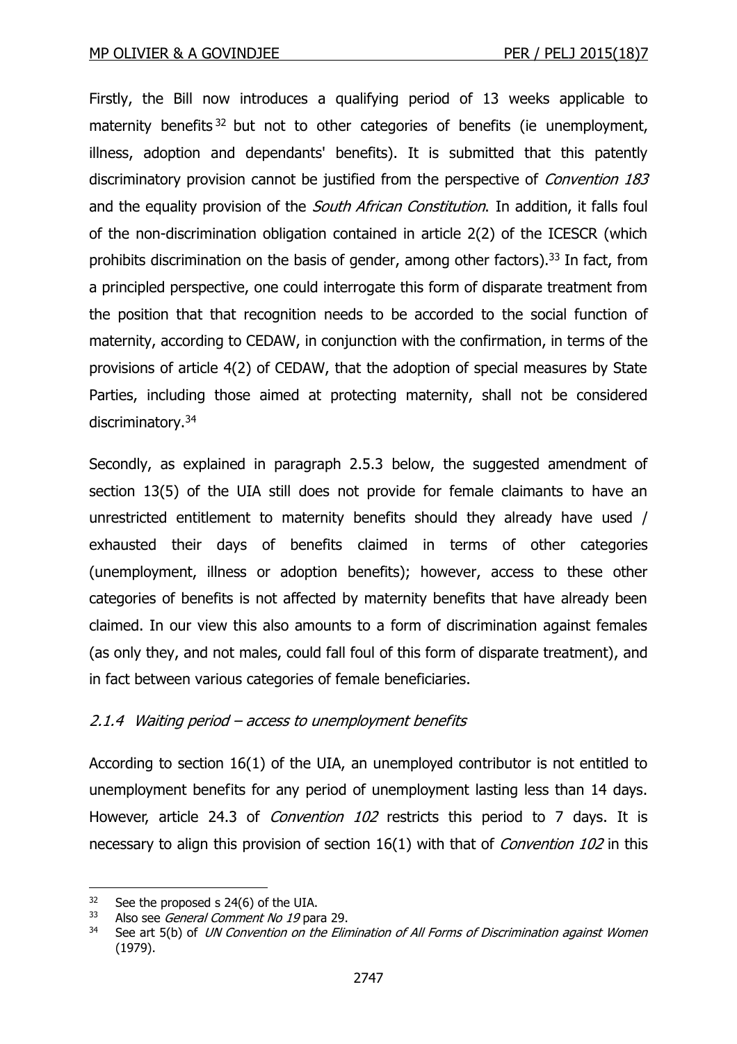Firstly, the Bill now introduces a qualifying period of 13 weeks applicable to maternity benefits[32] but not to other categories of benefits (ie unemployment, illness, adoption and dependants' benefits). It is submitted that this patently discriminatory provision cannot be justified from the perspective of *Convention 183* and the equality provision of the *South African Constitution*. In addition, it falls foul of the non-discrimination obligation contained in article 2(2) of the ICESCR (which prohibits discrimination on the basis of gender, among other factors).[33] In fact, from a principled perspective, one could interrogate this form of disparate treatment from the position that that recognition needs to be accorded to the social function of maternity, according to CEDAW, in conjunction with the confirmation, in terms of the provisions of article 4(2) of CEDAW, that the adoption of special measures by State Parties, including those aimed at protecting maternity, shall not be considered discriminatory.[34]

Secondly, as explained in paragraph 2.5.3 below, the suggested amendment of section 13(5) of the UIA still does not provide for female claimants to have an unrestricted entitlement to maternity benefits should they already have used / exhausted their days of benefits claimed in terms of other categories (unemployment, illness or adoption benefits); however, access to these other categories of benefits is not affected by maternity benefits that have already been claimed. In our view this also amounts to a form of discrimination against females (as only they, and not males, could fall foul of this form of disparate treatment), and in fact between various categories of female beneficiaries.

#### *2.1.4 Waiting period – access to unemployment benefits*

According to section 16(1) of the UIA, an unemployed contributor is not entitled to unemployment benefits for any period of unemployment lasting less than 14 days. However, article 24.3 of *Convention 102* restricts this period to 7 days. It is necessary to align this provision of section 16(1) with that of *Convention 102* in this

---

[32] See the proposed s 24(6) of the UIA.

[33] Also see *General Comment No 19* para 29.

[34] See art 5(b) of *UN Convention on the Elimination of All Forms of Discrimination against Women* (1979).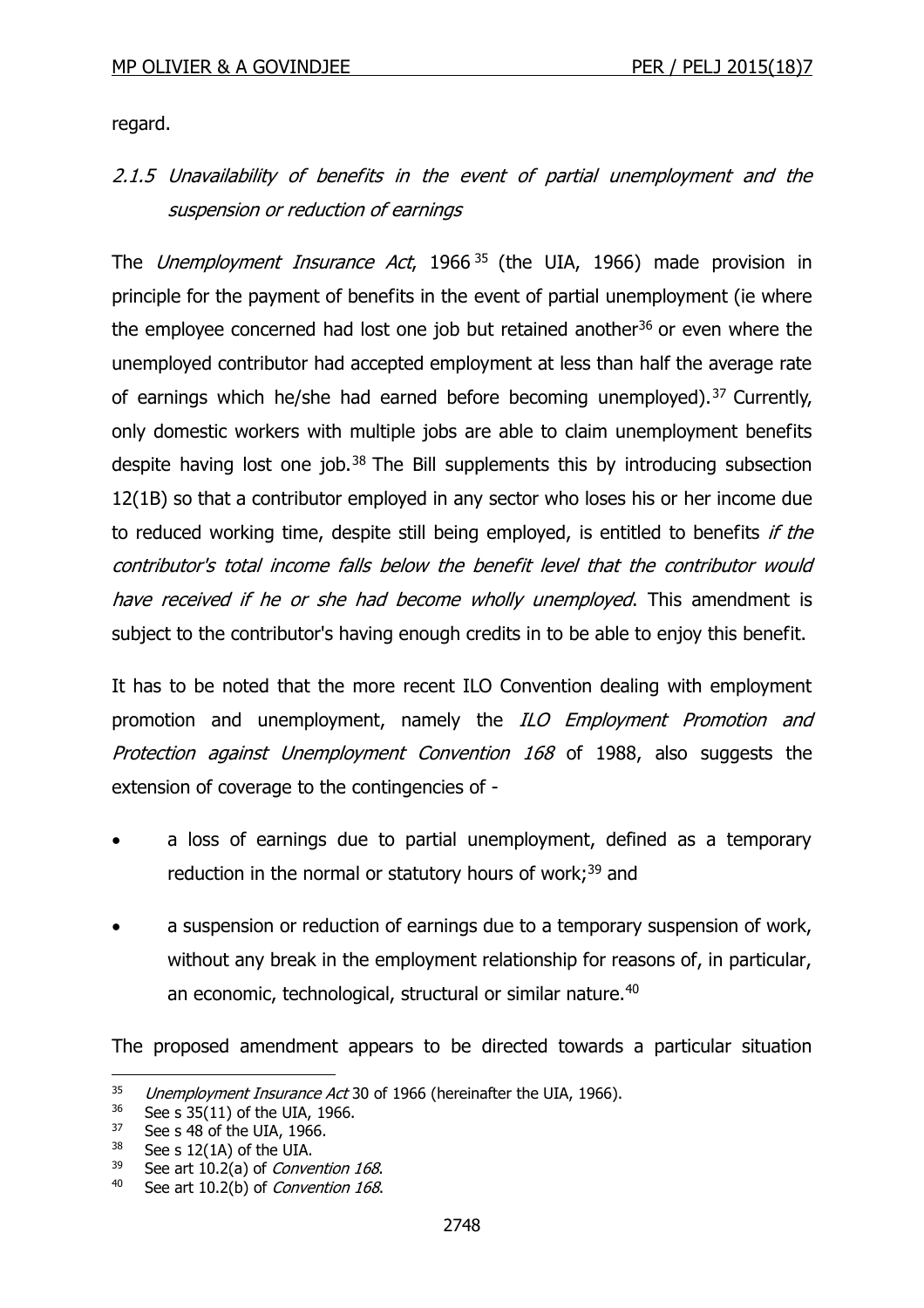regard.

### *2.1.5 Unavailability of benefits in the event of partial unemployment and the suspension or reduction of earnings*

The *Unemployment Insurance Act*, 1966 [35] (the UIA, 1966) made provision in principle for the payment of benefits in the event of partial unemployment (ie where the employee concerned had lost one job but retained another[36] or even where the unemployed contributor had accepted employment at less than half the average rate of earnings which he/she had earned before becoming unemployed).[37] Currently, only domestic workers with multiple jobs are able to claim unemployment benefits despite having lost one job.[38] The Bill supplements this by introducing subsection 12(1B) so that a contributor employed in any sector who loses his or her income due to reduced working time, despite still being employed, is entitled to benefits *if the contributor's total income falls below the benefit level that the contributor would have received if he or she had become wholly unemployed*. This amendment is subject to the contributor's having enough credits in to be able to enjoy this benefit.

It has to be noted that the more recent ILO Convention dealing with employment promotion and unemployment, namely the *ILO Employment Promotion and Protection against Unemployment Convention 168* of 1988, also suggests the extension of coverage to the contingencies of -

- a loss of earnings due to partial unemployment, defined as a temporary reduction in the normal or statutory hours of work;[39] and
- a suspension or reduction of earnings due to a temporary suspension of work, without any break in the employment relationship for reasons of, in particular, an economic, technological, structural or similar nature.[40]

The proposed amendment appears to be directed towards a particular situation

---

35 *Unemployment Insurance Act* 30 of 1966 (hereinafter the UIA, 1966).

36 See s 35(11) of the UIA, 1966.

37 See s 48 of the UIA, 1966.

38 See s 12(1A) of the UIA.

39 See art 10.2(a) of *Convention 168*.

40 See art 10.2(b) of *Convention 168*.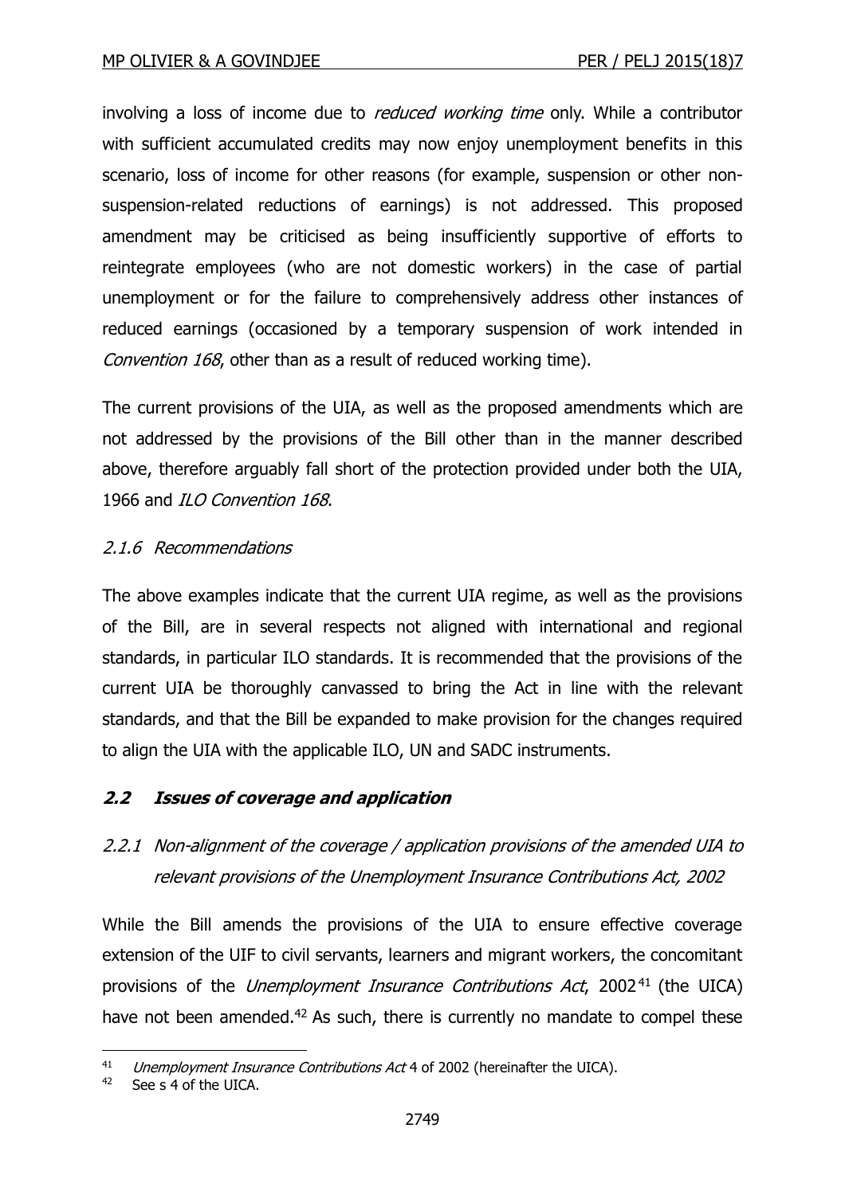involving a loss of income due to *reduced working time* only. While a contributor with sufficient accumulated credits may now enjoy unemployment benefits in this scenario, loss of income for other reasons (for example, suspension or other non-suspension-related reductions of earnings) is not addressed. This proposed amendment may be criticised as being insufficiently supportive of efforts to reintegrate employees (who are not domestic workers) in the case of partial unemployment or for the failure to comprehensively address other instances of reduced earnings (occasioned by a temporary suspension of work intended in *Convention 168*, other than as a result of reduced working time).

The current provisions of the UIA, as well as the proposed amendments which are not addressed by the provisions of the Bill other than in the manner described above, therefore arguably fall short of the protection provided under both the UIA, 1966 and *ILO Convention 168*.

#### *2.1.6 Recommendations*

The above examples indicate that the current UIA regime, as well as the provisions of the Bill, are in several respects not aligned with international and regional standards, in particular ILO standards. It is recommended that the provisions of the current UIA be thoroughly canvassed to bring the Act in line with the relevant standards, and that the Bill be expanded to make provision for the changes required to align the UIA with the applicable ILO, UN and SADC instruments.

### ***2.2 Issues of coverage and application***

#### *2.2.1 Non-alignment of the coverage / application provisions of the amended UIA to relevant provisions of the Unemployment Insurance Contributions Act, 2002*

While the Bill amends the provisions of the UIA to ensure effective coverage extension of the UIF to civil servants, learners and migrant workers, the concomitant provisions of the *Unemployment Insurance Contributions Act*, 2002[41] (the UICA) have not been amended.[42] As such, there is currently no mandate to compel these

---

[41] *Unemployment Insurance Contributions Act* 4 of 2002 (hereinafter the UICA).

[42] See s 4 of the UICA.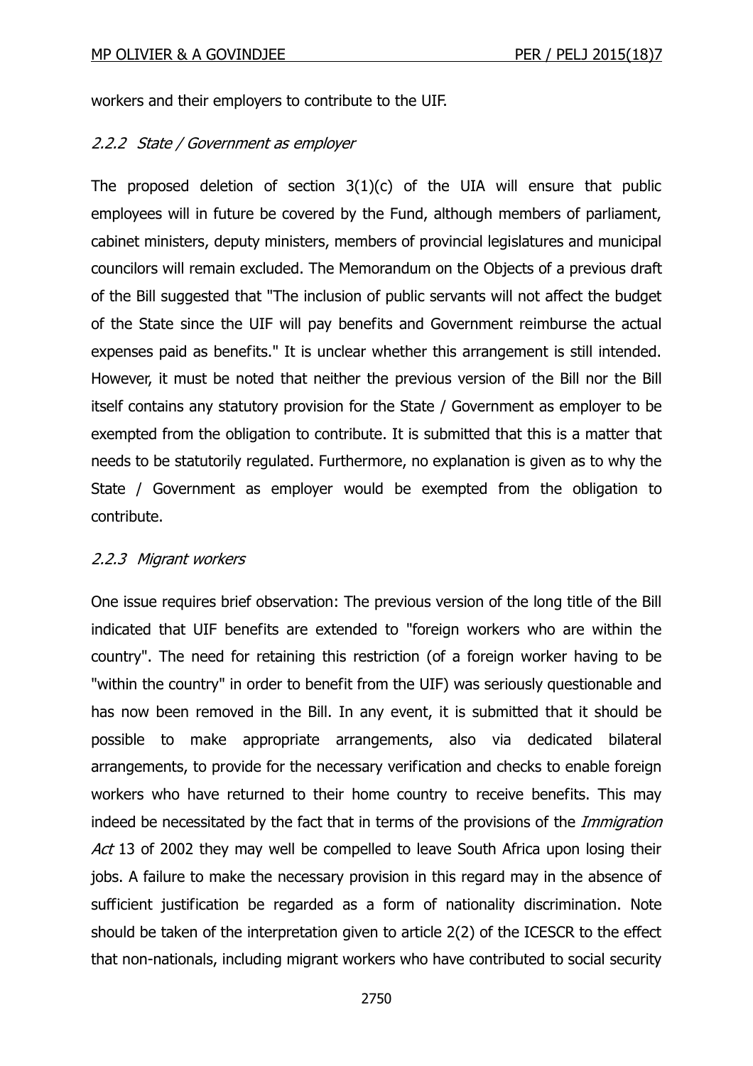workers and their employers to contribute to the UIF.

### *2.2.2 State / Government as employer*

The proposed deletion of section 3(1)(c) of the UIA will ensure that public employees will in future be covered by the Fund, although members of parliament, cabinet ministers, deputy ministers, members of provincial legislatures and municipal councilors will remain excluded. The Memorandum on the Objects of a previous draft of the Bill suggested that "The inclusion of public servants will not affect the budget of the State since the UIF will pay benefits and Government reimburse the actual expenses paid as benefits." It is unclear whether this arrangement is still intended. However, it must be noted that neither the previous version of the Bill nor the Bill itself contains any statutory provision for the State / Government as employer to be exempted from the obligation to contribute. It is submitted that this is a matter that needs to be statutorily regulated. Furthermore, no explanation is given as to why the State / Government as employer would be exempted from the obligation to contribute.

### *2.2.3 Migrant workers*

One issue requires brief observation: The previous version of the long title of the Bill indicated that UIF benefits are extended to "foreign workers who are within the country". The need for retaining this restriction (of a foreign worker having to be "within the country" in order to benefit from the UIF) was seriously questionable and has now been removed in the Bill. In any event, it is submitted that it should be possible to make appropriate arrangements, also via dedicated bilateral arrangements, to provide for the necessary verification and checks to enable foreign workers who have returned to their home country to receive benefits. This may indeed be necessitated by the fact that in terms of the provisions of the *Immigration Act* 13 of 2002 they may well be compelled to leave South Africa upon losing their jobs. A failure to make the necessary provision in this regard may in the absence of sufficient justification be regarded as a form of nationality discrimination. Note should be taken of the interpretation given to article 2(2) of the ICESCR to the effect that non-nationals, including migrant workers who have contributed to social security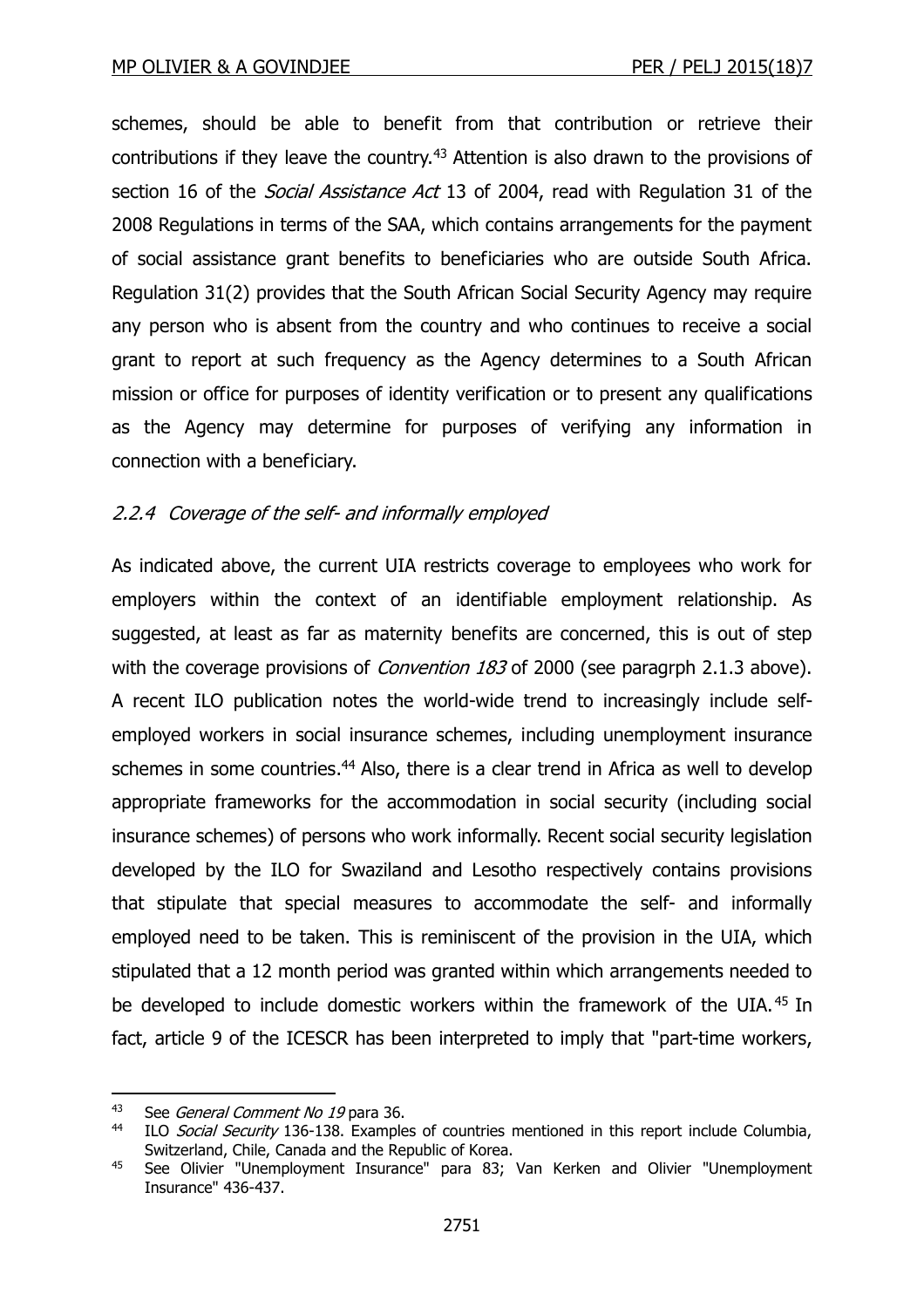schemes, should be able to benefit from that contribution or retrieve their contributions if they leave the country.[43] Attention is also drawn to the provisions of section 16 of the *Social Assistance Act* 13 of 2004, read with Regulation 31 of the 2008 Regulations in terms of the SAA, which contains arrangements for the payment of social assistance grant benefits to beneficiaries who are outside South Africa. Regulation 31(2) provides that the South African Social Security Agency may require any person who is absent from the country and who continues to receive a social grant to report at such frequency as the Agency determines to a South African mission or office for purposes of identity verification or to present any qualifications as the Agency may determine for purposes of verifying any information in connection with a beneficiary.

#### *2.2.4 Coverage of the self- and informally employed*

As indicated above, the current UIA restricts coverage to employees who work for employers within the context of an identifiable employment relationship. As suggested, at least as far as maternity benefits are concerned, this is out of step with the coverage provisions of *Convention 183* of 2000 (see paragrph 2.1.3 above). A recent ILO publication notes the world-wide trend to increasingly include self-employed workers in social insurance schemes, including unemployment insurance schemes in some countries.[44] Also, there is a clear trend in Africa as well to develop appropriate frameworks for the accommodation in social security (including social insurance schemes) of persons who work informally. Recent social security legislation developed by the ILO for Swaziland and Lesotho respectively contains provisions that stipulate that special measures to accommodate the self- and informally employed need to be taken. This is reminiscent of the provision in the UIA, which stipulated that a 12 month period was granted within which arrangements needed to be developed to include domestic workers within the framework of the UIA.[45] In fact, article 9 of the ICESCR has been interpreted to imply that "part-time workers,

---

[43] See *General Comment No 19* para 36.

[44] ILO *Social Security* 136-138. Examples of countries mentioned in this report include Columbia, Switzerland, Chile, Canada and the Republic of Korea.

[45] See Olivier "Unemployment Insurance" para 83; Van Kerken and Olivier "Unemployment Insurance" 436-437.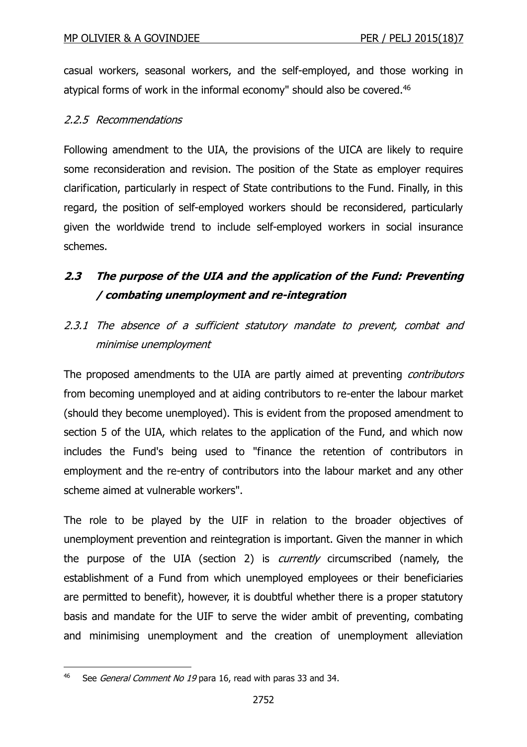casual workers, seasonal workers, and the self-employed, and those working in atypical forms of work in the informal economy" should also be covered.[46]

### *2.2.5 Recommendations*

Following amendment to the UIA, the provisions of the UICA are likely to require some reconsideration and revision. The position of the State as employer requires clarification, particularly in respect of State contributions to the Fund. Finally, in this regard, the position of self-employed workers should be reconsidered, particularly given the worldwide trend to include self-employed workers in social insurance schemes.

## ***2.3 The purpose of the UIA and the application of the Fund: Preventing / combating unemployment and re-integration***

### *2.3.1 The absence of a sufficient statutory mandate to prevent, combat and minimise unemployment*

The proposed amendments to the UIA are partly aimed at preventing *contributors* from becoming unemployed and at aiding contributors to re-enter the labour market (should they become unemployed). This is evident from the proposed amendment to section 5 of the UIA, which relates to the application of the Fund, and which now includes the Fund's being used to "finance the retention of contributors in employment and the re-entry of contributors into the labour market and any other scheme aimed at vulnerable workers".

The role to be played by the UIF in relation to the broader objectives of unemployment prevention and reintegration is important. Given the manner in which the purpose of the UIA (section 2) is *currently* circumscribed (namely, the establishment of a Fund from which unemployed employees or their beneficiaries are permitted to benefit), however, it is doubtful whether there is a proper statutory basis and mandate for the UIF to serve the wider ambit of preventing, combating and minimising unemployment and the creation of unemployment alleviation

---

[46] See *General Comment No 19* para 16, read with paras 33 and 34.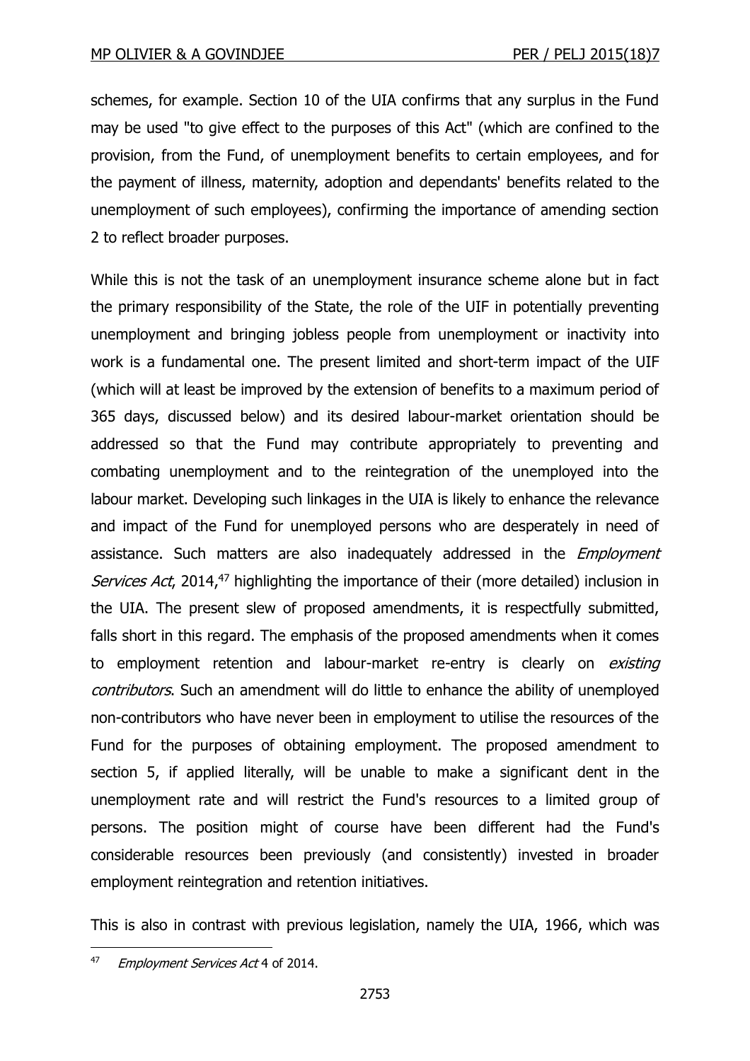schemes, for example. Section 10 of the UIA confirms that any surplus in the Fund may be used "to give effect to the purposes of this Act" (which are confined to the provision, from the Fund, of unemployment benefits to certain employees, and for the payment of illness, maternity, adoption and dependants' benefits related to the unemployment of such employees), confirming the importance of amending section 2 to reflect broader purposes.

While this is not the task of an unemployment insurance scheme alone but in fact the primary responsibility of the State, the role of the UIF in potentially preventing unemployment and bringing jobless people from unemployment or inactivity into work is a fundamental one. The present limited and short-term impact of the UIF (which will at least be improved by the extension of benefits to a maximum period of 365 days, discussed below) and its desired labour-market orientation should be addressed so that the Fund may contribute appropriately to preventing and combating unemployment and to the reintegration of the unemployed into the labour market. Developing such linkages in the UIA is likely to enhance the relevance and impact of the Fund for unemployed persons who are desperately in need of assistance. Such matters are also inadequately addressed in the *Employment Services Act*, 2014,[47] highlighting the importance of their (more detailed) inclusion in the UIA. The present slew of proposed amendments, it is respectfully submitted, falls short in this regard. The emphasis of the proposed amendments when it comes to employment retention and labour-market re-entry is clearly on *existing contributors*. Such an amendment will do little to enhance the ability of unemployed non-contributors who have never been in employment to utilise the resources of the Fund for the purposes of obtaining employment. The proposed amendment to section 5, if applied literally, will be unable to make a significant dent in the unemployment rate and will restrict the Fund's resources to a limited group of persons. The position might of course have been different had the Fund's considerable resources been previously (and consistently) invested in broader employment reintegration and retention initiatives.

This is also in contrast with previous legislation, namely the UIA, 1966, which was

[47] *Employment Services Act* 4 of 2014.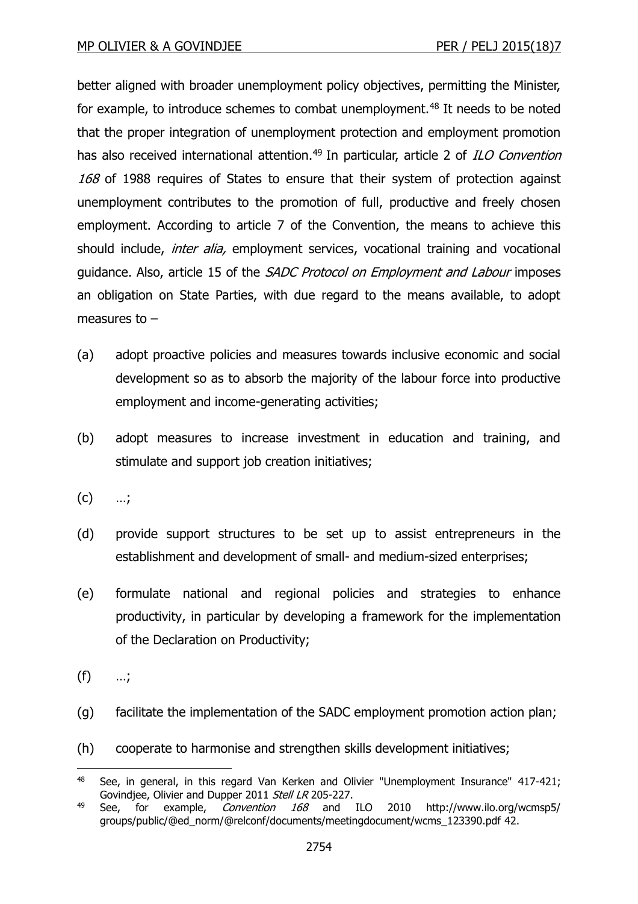better aligned with broader unemployment policy objectives, permitting the Minister, for example, to introduce schemes to combat unemployment.[48] It needs to be noted that the proper integration of unemployment protection and employment promotion has also received international attention.[49] In particular, article 2 of *ILO Convention 168* of 1988 requires of States to ensure that their system of protection against unemployment contributes to the promotion of full, productive and freely chosen employment. According to article 7 of the Convention, the means to achieve this should include, *inter alia,* employment services, vocational training and vocational guidance. Also, article 15 of the *SADC Protocol on Employment and Labour* imposes an obligation on State Parties, with due regard to the means available, to adopt measures to –

(a) adopt proactive policies and measures towards inclusive economic and social development so as to absorb the majority of the labour force into productive employment and income-generating activities;

(b) adopt measures to increase investment in education and training, and stimulate and support job creation initiatives;

(c) …;

(d) provide support structures to be set up to assist entrepreneurs in the establishment and development of small- and medium-sized enterprises;

(e) formulate national and regional policies and strategies to enhance productivity, in particular by developing a framework for the implementation of the Declaration on Productivity;

(f) …;

(g) facilitate the implementation of the SADC employment promotion action plan;

(h) cooperate to harmonise and strengthen skills development initiatives;

---

[48] See, in general, in this regard Van Kerken and Olivier "Unemployment Insurance" 417-421; Govindjee, Olivier and Dupper 2011 *Stell LR* 205-227.

[49] See, for example, *Convention 168* and ILO 2010 http://www.ilo.org/wcmsp5/groups/public/@ed_norm/@relconf/documents/meetingdocument/wcms_123390.pdf 42.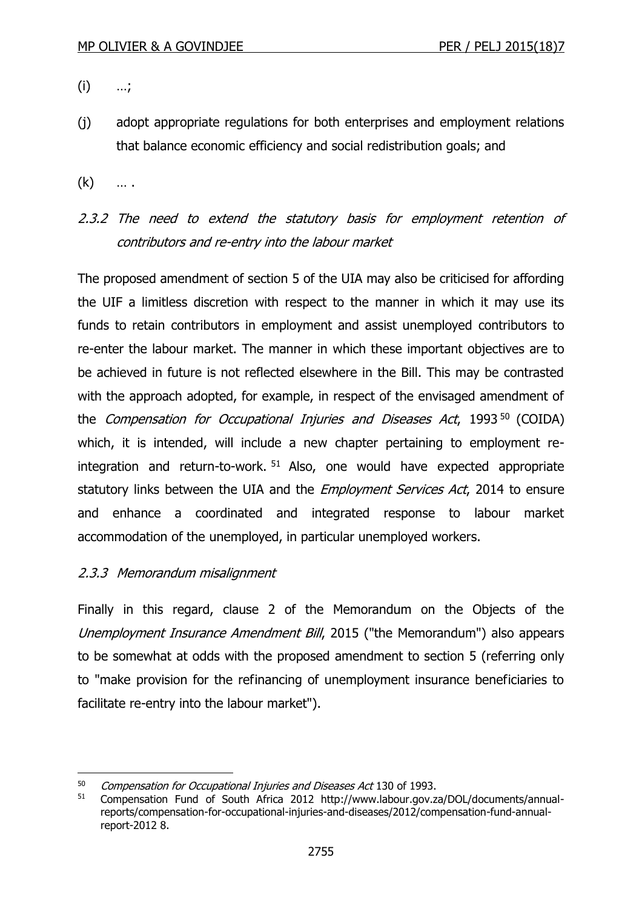(i) …;

(j) adopt appropriate regulations for both enterprises and employment relations that balance economic efficiency and social redistribution goals; and

(k) … .

#### *2.3.2 The need to extend the statutory basis for employment retention of contributors and re-entry into the labour market*

The proposed amendment of section 5 of the UIA may also be criticised for affording the UIF a limitless discretion with respect to the manner in which it may use its funds to retain contributors in employment and assist unemployed contributors to re-enter the labour market. The manner in which these important objectives are to be achieved in future is not reflected elsewhere in the Bill. This may be contrasted with the approach adopted, for example, in respect of the envisaged amendment of the *Compensation for Occupational Injuries and Diseases Act*, 1993[50] (COIDA) which, it is intended, will include a new chapter pertaining to employment re-integration and return-to-work.[51] Also, one would have expected appropriate statutory links between the UIA and the *Employment Services Act*, 2014 to ensure and enhance a coordinated and integrated response to labour market accommodation of the unemployed, in particular unemployed workers.

#### *2.3.3 Memorandum misalignment*

Finally in this regard, clause 2 of the Memorandum on the Objects of the *Unemployment Insurance Amendment Bill*, 2015 ("the Memorandum") also appears to be somewhat at odds with the proposed amendment to section 5 (referring only to "make provision for the refinancing of unemployment insurance beneficiaries to facilitate re-entry into the labour market").

---

[50] *Compensation for Occupational Injuries and Diseases Act* 130 of 1993.

[51] Compensation Fund of South Africa 2012 http://www.labour.gov.za/DOL/documents/annual-reports/compensation-for-occupational-injuries-and-diseases/2012/compensation-fund-annual-report-2012 8.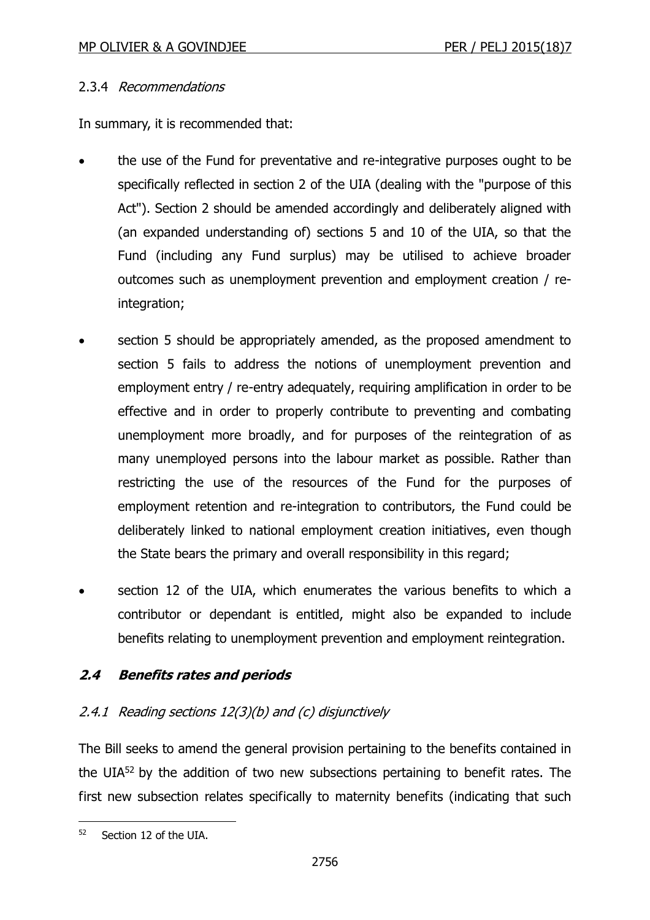#### 2.3.4 *Recommendations*

In summary, it is recommended that:

- the use of the Fund for preventative and re-integrative purposes ought to be specifically reflected in section 2 of the UIA (dealing with the "purpose of this Act"). Section 2 should be amended accordingly and deliberately aligned with (an expanded understanding of) sections 5 and 10 of the UIA, so that the Fund (including any Fund surplus) may be utilised to achieve broader outcomes such as unemployment prevention and employment creation / re-integration;
- section 5 should be appropriately amended, as the proposed amendment to section 5 fails to address the notions of unemployment prevention and employment entry / re-entry adequately, requiring amplification in order to be effective and in order to properly contribute to preventing and combating unemployment more broadly, and for purposes of the reintegration of as many unemployed persons into the labour market as possible. Rather than restricting the use of the resources of the Fund for the purposes of employment retention and re-integration to contributors, the Fund could be deliberately linked to national employment creation initiatives, even though the State bears the primary and overall responsibility in this regard;
- section 12 of the UIA, which enumerates the various benefits to which a contributor or dependant is entitled, might also be expanded to include benefits relating to unemployment prevention and employment reintegration.

### ***2.4 Benefits rates and periods***

#### *2.4.1 Reading sections 12(3)(b) and (c) disjunctively*

The Bill seeks to amend the general provision pertaining to the benefits contained in the UIA[52] by the addition of two new subsections pertaining to benefit rates. The first new subsection relates specifically to maternity benefits (indicating that such

[52] Section 12 of the UIA.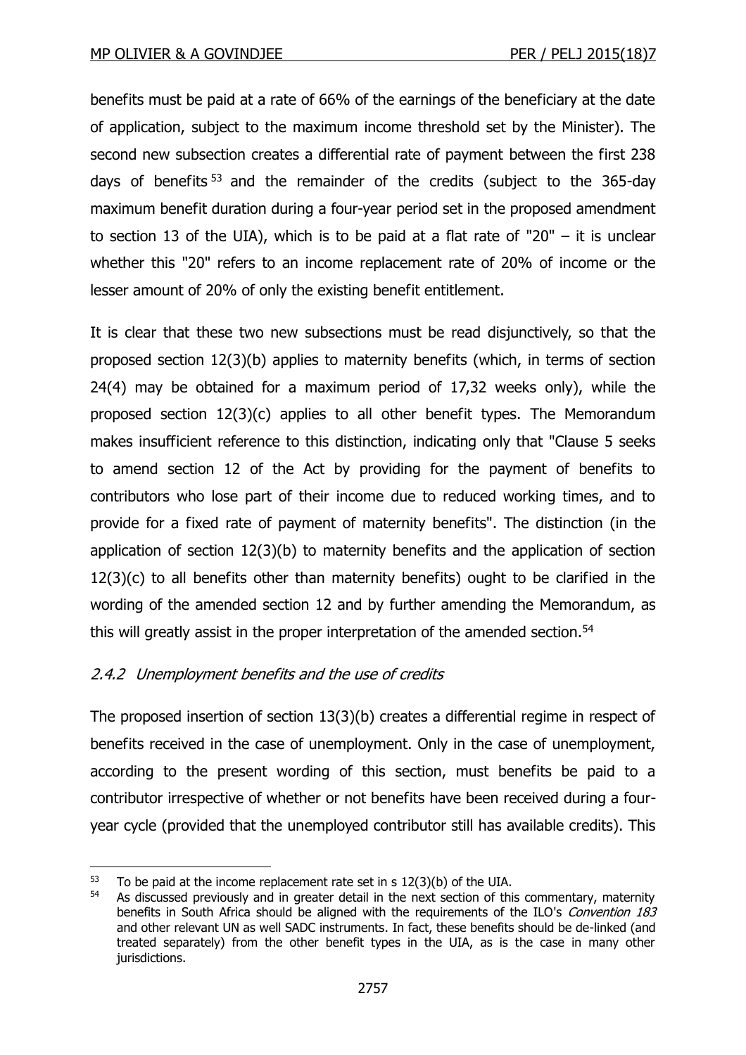benefits must be paid at a rate of 66% of the earnings of the beneficiary at the date of application, subject to the maximum income threshold set by the Minister). The second new subsection creates a differential rate of payment between the first 238 days of benefits [53] and the remainder of the credits (subject to the 365-day maximum benefit duration during a four-year period set in the proposed amendment to section 13 of the UIA), which is to be paid at a flat rate of "20" – it is unclear whether this "20" refers to an income replacement rate of 20% of income or the lesser amount of 20% of only the existing benefit entitlement.

It is clear that these two new subsections must be read disjunctively, so that the proposed section 12(3)(b) applies to maternity benefits (which, in terms of section 24(4) may be obtained for a maximum period of 17,32 weeks only), while the proposed section 12(3)(c) applies to all other benefit types. The Memorandum makes insufficient reference to this distinction, indicating only that "Clause 5 seeks to amend section 12 of the Act by providing for the payment of benefits to contributors who lose part of their income due to reduced working times, and to provide for a fixed rate of payment of maternity benefits". The distinction (in the application of section 12(3)(b) to maternity benefits and the application of section 12(3)(c) to all benefits other than maternity benefits) ought to be clarified in the wording of the amended section 12 and by further amending the Memorandum, as this will greatly assist in the proper interpretation of the amended section.[54]

### *2.4.2 Unemployment benefits and the use of credits*

The proposed insertion of section 13(3)(b) creates a differential regime in respect of benefits received in the case of unemployment. Only in the case of unemployment, according to the present wording of this section, must benefits be paid to a contributor irrespective of whether or not benefits have been received during a four-year cycle (provided that the unemployed contributor still has available credits). This

---

[53] To be paid at the income replacement rate set in s 12(3)(b) of the UIA.

[54] As discussed previously and in greater detail in the next section of this commentary, maternity benefits in South Africa should be aligned with the requirements of the ILO's *Convention 183* and other relevant UN as well SADC instruments. In fact, these benefits should be de-linked (and treated separately) from the other benefit types in the UIA, as is the case in many other jurisdictions.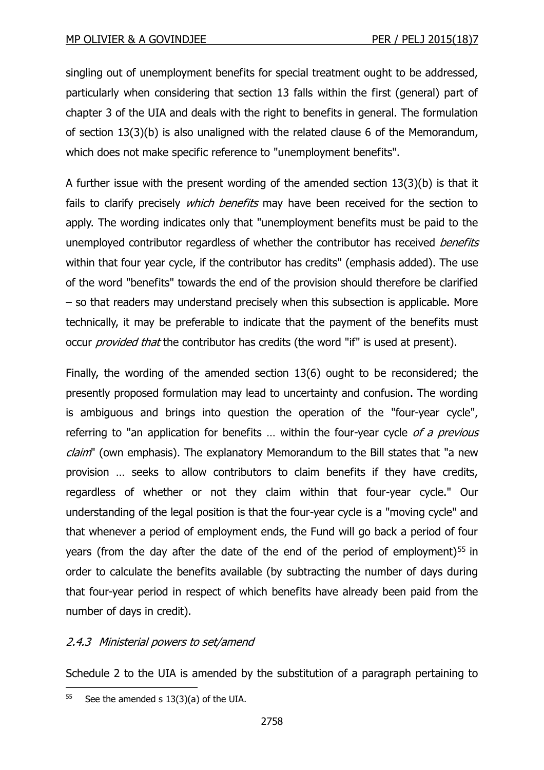singling out of unemployment benefits for special treatment ought to be addressed, particularly when considering that section 13 falls within the first (general) part of chapter 3 of the UIA and deals with the right to benefits in general. The formulation of section 13(3)(b) is also unaligned with the related clause 6 of the Memorandum, which does not make specific reference to "unemployment benefits".

A further issue with the present wording of the amended section 13(3)(b) is that it fails to clarify precisely *which benefits* may have been received for the section to apply. The wording indicates only that "unemployment benefits must be paid to the unemployed contributor regardless of whether the contributor has received *benefits* within that four year cycle, if the contributor has credits" (emphasis added). The use of the word "benefits" towards the end of the provision should therefore be clarified – so that readers may understand precisely when this subsection is applicable. More technically, it may be preferable to indicate that the payment of the benefits must occur *provided that* the contributor has credits (the word "if" is used at present).

Finally, the wording of the amended section 13(6) ought to be reconsidered; the presently proposed formulation may lead to uncertainty and confusion. The wording is ambiguous and brings into question the operation of the "four-year cycle", referring to "an application for benefits … within the four-year cycle *of a previous claim*" (own emphasis). The explanatory Memorandum to the Bill states that "a new provision … seeks to allow contributors to claim benefits if they have credits, regardless of whether or not they claim within that four-year cycle." Our understanding of the legal position is that the four-year cycle is a "moving cycle" and that whenever a period of employment ends, the Fund will go back a period of four years (from the day after the date of the end of the period of employment)[55] in order to calculate the benefits available (by subtracting the number of days during that four-year period in respect of which benefits have already been paid from the number of days in credit).

### *2.4.3 Ministerial powers to set/amend*

Schedule 2 to the UIA is amended by the substitution of a paragraph pertaining to

[55] See the amended s 13(3)(a) of the UIA.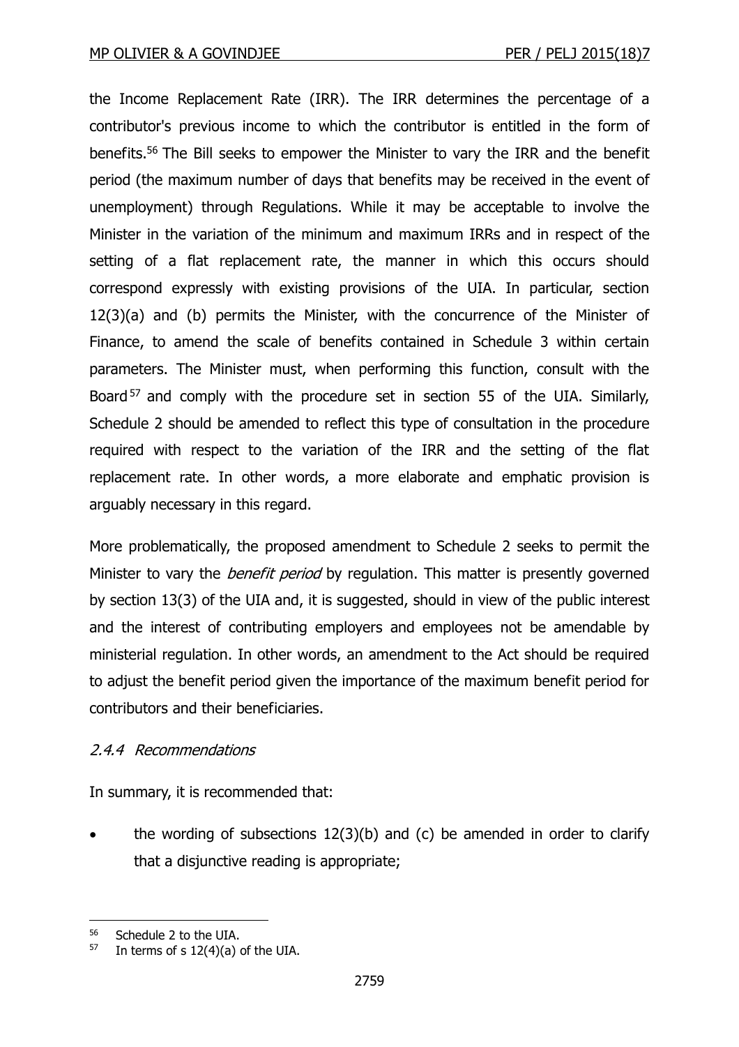the Income Replacement Rate (IRR). The IRR determines the percentage of a contributor's previous income to which the contributor is entitled in the form of benefits.[56] The Bill seeks to empower the Minister to vary the IRR and the benefit period (the maximum number of days that benefits may be received in the event of unemployment) through Regulations. While it may be acceptable to involve the Minister in the variation of the minimum and maximum IRRs and in respect of the setting of a flat replacement rate, the manner in which this occurs should correspond expressly with existing provisions of the UIA. In particular, section 12(3)(a) and (b) permits the Minister, with the concurrence of the Minister of Finance, to amend the scale of benefits contained in Schedule 3 within certain parameters. The Minister must, when performing this function, consult with the Board[57] and comply with the procedure set in section 55 of the UIA. Similarly, Schedule 2 should be amended to reflect this type of consultation in the procedure required with respect to the variation of the IRR and the setting of the flat replacement rate. In other words, a more elaborate and emphatic provision is arguably necessary in this regard.

More problematically, the proposed amendment to Schedule 2 seeks to permit the Minister to vary the *benefit period* by regulation. This matter is presently governed by section 13(3) of the UIA and, it is suggested, should in view of the public interest and the interest of contributing employers and employees not be amendable by ministerial regulation. In other words, an amendment to the Act should be required to adjust the benefit period given the importance of the maximum benefit period for contributors and their beneficiaries.

#### *2.4.4 Recommendations*

In summary, it is recommended that:

- the wording of subsections 12(3)(b) and (c) be amended in order to clarify that a disjunctive reading is appropriate;

---

[56] Schedule 2 to the UIA.

[57] In terms of s 12(4)(a) of the UIA.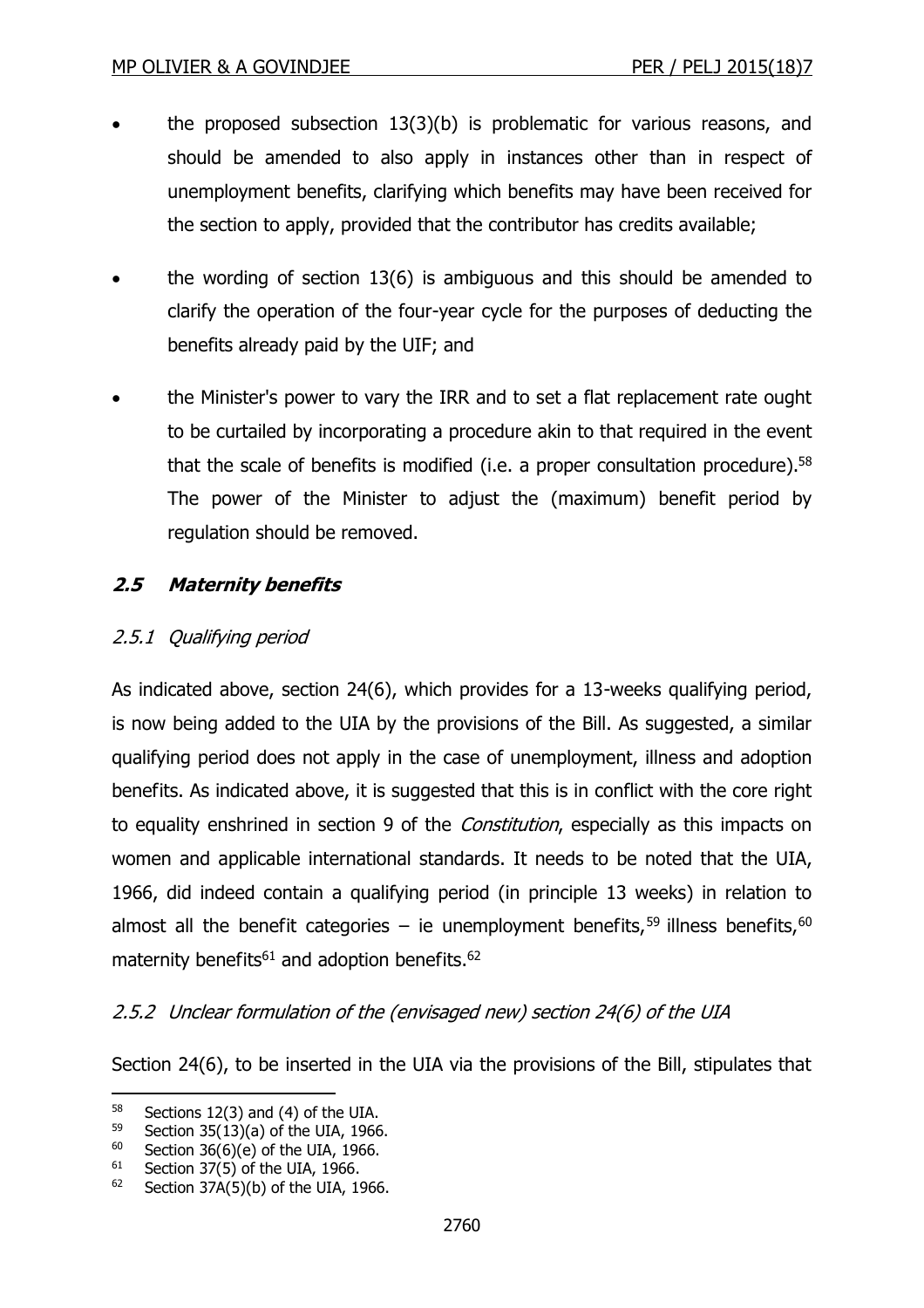- the proposed subsection 13(3)(b) is problematic for various reasons, and should be amended to also apply in instances other than in respect of unemployment benefits, clarifying which benefits may have been received for the section to apply, provided that the contributor has credits available;
- the wording of section 13(6) is ambiguous and this should be amended to clarify the operation of the four-year cycle for the purposes of deducting the benefits already paid by the UIF; and
- the Minister's power to vary the IRR and to set a flat replacement rate ought to be curtailed by incorporating a procedure akin to that required in the event that the scale of benefits is modified (i.e. a proper consultation procedure).[58] The power of the Minister to adjust the (maximum) benefit period by regulation should be removed.

## *2.5 Maternity benefits*

### *2.5.1 Qualifying period*

As indicated above, section 24(6), which provides for a 13-weeks qualifying period, is now being added to the UIA by the provisions of the Bill. As suggested, a similar qualifying period does not apply in the case of unemployment, illness and adoption benefits. As indicated above, it is suggested that this is in conflict with the core right to equality enshrined in section 9 of the *Constitution*, especially as this impacts on women and applicable international standards. It needs to be noted that the UIA, 1966, did indeed contain a qualifying period (in principle 13 weeks) in relation to almost all the benefit categories – ie unemployment benefits,[59] illness benefits,[60] maternity benefits[61] and adoption benefits.[62]

### *2.5.2 Unclear formulation of the (envisaged new) section 24(6) of the UIA*

Section 24(6), to be inserted in the UIA via the provisions of the Bill, stipulates that

---

[58] Sections 12(3) and (4) of the UIA.

[59] Section 35(13)(a) of the UIA, 1966.

[60] Section 36(6)(e) of the UIA, 1966.

[61] Section 37(5) of the UIA, 1966.

[62] Section 37A(5)(b) of the UIA, 1966.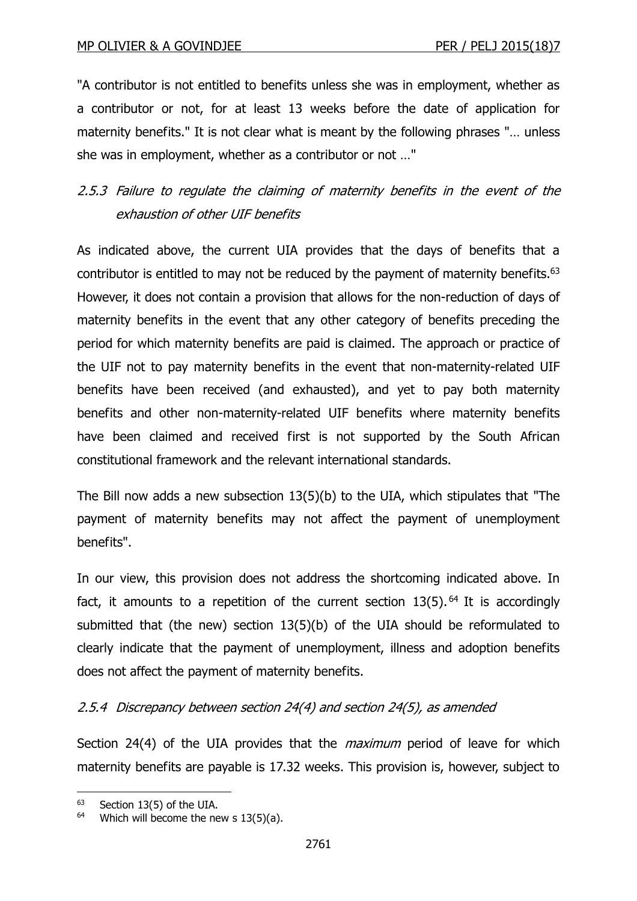"A contributor is not entitled to benefits unless she was in employment, whether as a contributor or not, for at least 13 weeks before the date of application for maternity benefits." It is not clear what is meant by the following phrases "… unless she was in employment, whether as a contributor or not …"

### *2.5.3 Failure to regulate the claiming of maternity benefits in the event of the exhaustion of other UIF benefits*

As indicated above, the current UIA provides that the days of benefits that a contributor is entitled to may not be reduced by the payment of maternity benefits.[63] However, it does not contain a provision that allows for the non-reduction of days of maternity benefits in the event that any other category of benefits preceding the period for which maternity benefits are paid is claimed. The approach or practice of the UIF not to pay maternity benefits in the event that non-maternity-related UIF benefits have been received (and exhausted), and yet to pay both maternity benefits and other non-maternity-related UIF benefits where maternity benefits have been claimed and received first is not supported by the South African constitutional framework and the relevant international standards.

The Bill now adds a new subsection 13(5)(b) to the UIA, which stipulates that "The payment of maternity benefits may not affect the payment of unemployment benefits".

In our view, this provision does not address the shortcoming indicated above. In fact, it amounts to a repetition of the current section 13(5).[64] It is accordingly submitted that (the new) section 13(5)(b) of the UIA should be reformulated to clearly indicate that the payment of unemployment, illness and adoption benefits does not affect the payment of maternity benefits.

### *2.5.4 Discrepancy between section 24(4) and section 24(5), as amended*

Section 24(4) of the UIA provides that the *maximum* period of leave for which maternity benefits are payable is 17.32 weeks. This provision is, however, subject to

---

[63] Section 13(5) of the UIA.

[64] Which will become the new s 13(5)(a).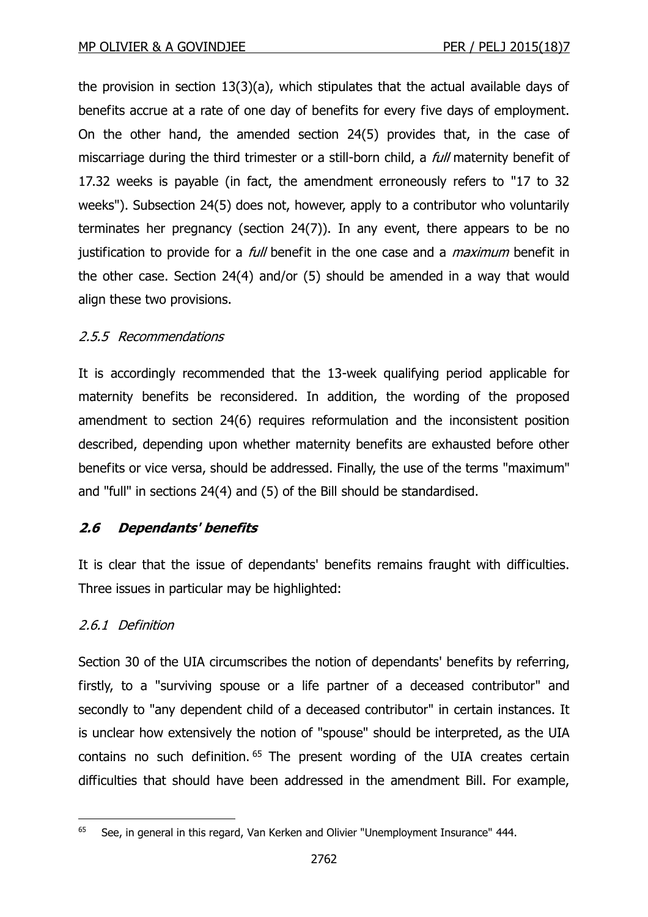the provision in section 13(3)(a), which stipulates that the actual available days of benefits accrue at a rate of one day of benefits for every five days of employment. On the other hand, the amended section 24(5) provides that, in the case of miscarriage during the third trimester or a still-born child, a *full* maternity benefit of 17.32 weeks is payable (in fact, the amendment erroneously refers to "17 to 32 weeks"). Subsection 24(5) does not, however, apply to a contributor who voluntarily terminates her pregnancy (section 24(7)). In any event, there appears to be no justification to provide for a *full* benefit in the one case and a *maximum* benefit in the other case. Section 24(4) and/or (5) should be amended in a way that would align these two provisions.

#### *2.5.5 Recommendations*

It is accordingly recommended that the 13-week qualifying period applicable for maternity benefits be reconsidered. In addition, the wording of the proposed amendment to section 24(6) requires reformulation and the inconsistent position described, depending upon whether maternity benefits are exhausted before other benefits or vice versa, should be addressed. Finally, the use of the terms "maximum" and "full" in sections 24(4) and (5) of the Bill should be standardised.

### ***2.6 Dependants' benefits***

It is clear that the issue of dependants' benefits remains fraught with difficulties. Three issues in particular may be highlighted:

#### *2.6.1 Definition*

Section 30 of the UIA circumscribes the notion of dependants' benefits by referring, firstly, to a "surviving spouse or a life partner of a deceased contributor" and secondly to "any dependent child of a deceased contributor" in certain instances. It is unclear how extensively the notion of "spouse" should be interpreted, as the UIA contains no such definition.[65] The present wording of the UIA creates certain difficulties that should have been addressed in the amendment Bill. For example,

[65] See, in general in this regard, Van Kerken and Olivier "Unemployment Insurance" 444.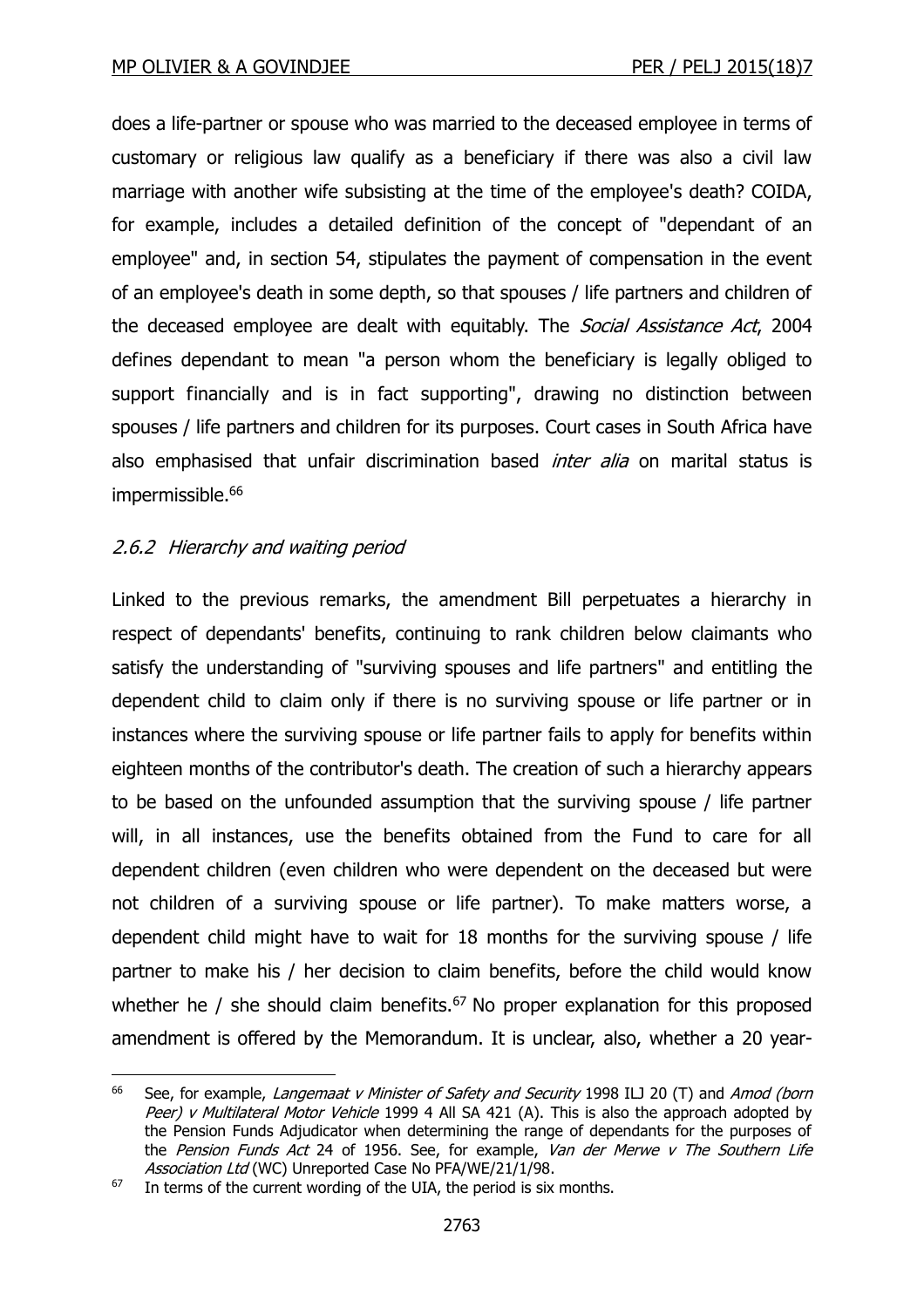does a life-partner or spouse who was married to the deceased employee in terms of customary or religious law qualify as a beneficiary if there was also a civil law marriage with another wife subsisting at the time of the employee's death? COIDA, for example, includes a detailed definition of the concept of "dependant of an employee" and, in section 54, stipulates the payment of compensation in the event of an employee's death in some depth, so that spouses / life partners and children of the deceased employee are dealt with equitably. The *Social Assistance Act*, 2004 defines dependant to mean "a person whom the beneficiary is legally obliged to support financially and is in fact supporting", drawing no distinction between spouses / life partners and children for its purposes. Court cases in South Africa have also emphasised that unfair discrimination based *inter alia* on marital status is impermissible.[66]

### *2.6.2 Hierarchy and waiting period*

Linked to the previous remarks, the amendment Bill perpetuates a hierarchy in respect of dependants' benefits, continuing to rank children below claimants who satisfy the understanding of "surviving spouses and life partners" and entitling the dependent child to claim only if there is no surviving spouse or life partner or in instances where the surviving spouse or life partner fails to apply for benefits within eighteen months of the contributor's death. The creation of such a hierarchy appears to be based on the unfounded assumption that the surviving spouse / life partner will, in all instances, use the benefits obtained from the Fund to care for all dependent children (even children who were dependent on the deceased but were not children of a surviving spouse or life partner). To make matters worse, a dependent child might have to wait for 18 months for the surviving spouse / life partner to make his / her decision to claim benefits, before the child would know whether he / she should claim benefits.[67] No proper explanation for this proposed amendment is offered by the Memorandum. It is unclear, also, whether a 20 year-

---

[66] See, for example, *Langemaat v Minister of Safety and Security* 1998 ILJ 20 (T) and *Amod (born Peer) v Multilateral Motor Vehicle* 1999 4 All SA 421 (A). This is also the approach adopted by the Pension Funds Adjudicator when determining the range of dependants for the purposes of the *Pension Funds Act* 24 of 1956. See, for example, *Van der Merwe v The Southern Life Association Ltd* (WC) Unreported Case No PFA/WE/21/1/98.

[67] In terms of the current wording of the UIA, the period is six months.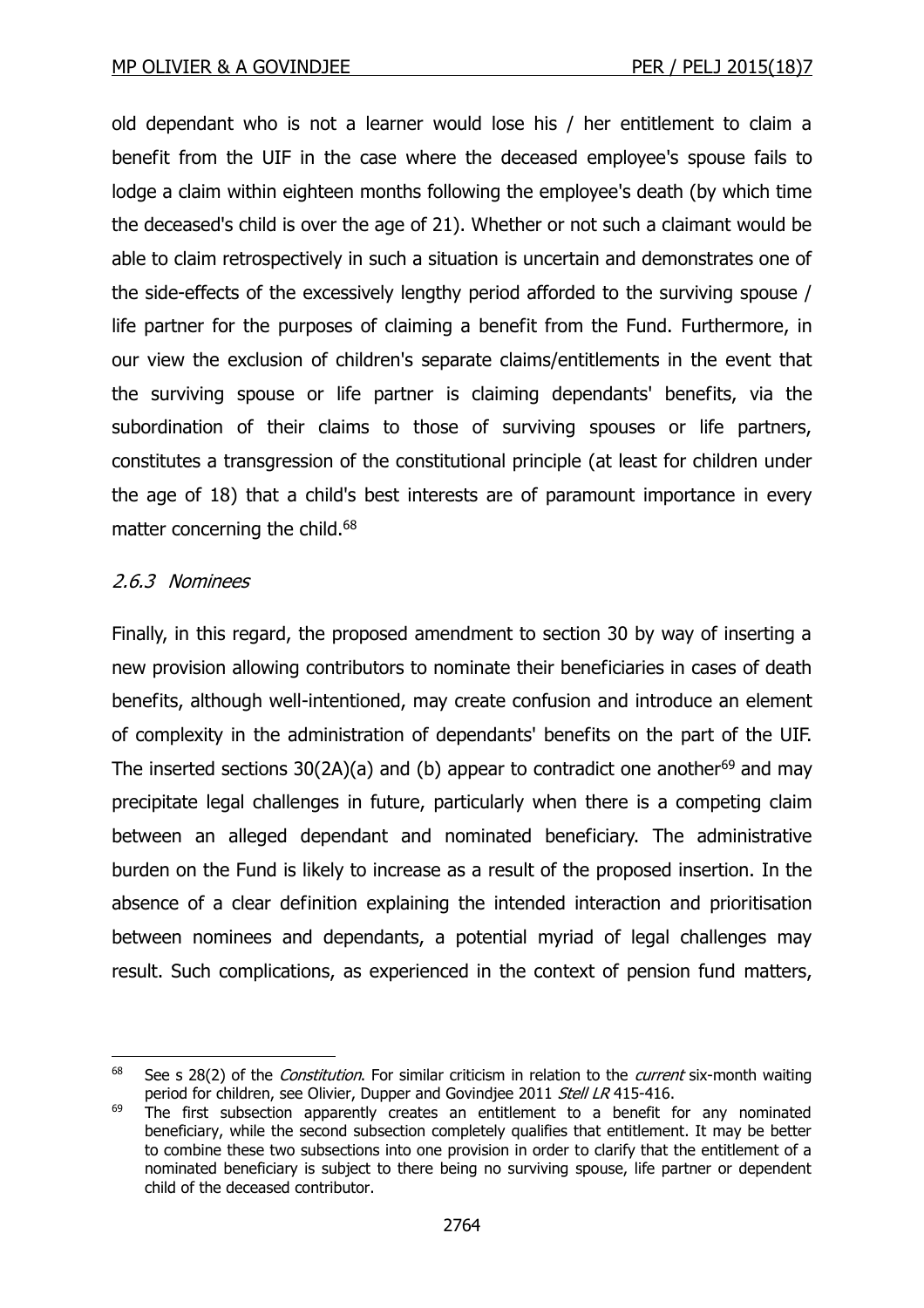old dependant who is not a learner would lose his / her entitlement to claim a benefit from the UIF in the case where the deceased employee's spouse fails to lodge a claim within eighteen months following the employee's death (by which time the deceased's child is over the age of 21). Whether or not such a claimant would be able to claim retrospectively in such a situation is uncertain and demonstrates one of the side-effects of the excessively lengthy period afforded to the surviving spouse / life partner for the purposes of claiming a benefit from the Fund. Furthermore, in our view the exclusion of children's separate claims/entitlements in the event that the surviving spouse or life partner is claiming dependants' benefits, via the subordination of their claims to those of surviving spouses or life partners, constitutes a transgression of the constitutional principle (at least for children under the age of 18) that a child's best interests are of paramount importance in every matter concerning the child.[68]

### *2.6.3 Nominees*

Finally, in this regard, the proposed amendment to section 30 by way of inserting a new provision allowing contributors to nominate their beneficiaries in cases of death benefits, although well-intentioned, may create confusion and introduce an element of complexity in the administration of dependants' benefits on the part of the UIF. The inserted sections 30(2A)(a) and (b) appear to contradict one another[69] and may precipitate legal challenges in future, particularly when there is a competing claim between an alleged dependant and nominated beneficiary. The administrative burden on the Fund is likely to increase as a result of the proposed insertion. In the absence of a clear definition explaining the intended interaction and prioritisation between nominees and dependants, a potential myriad of legal challenges may result. Such complications, as experienced in the context of pension fund matters,

---

[68] See s 28(2) of the *Constitution*. For similar criticism in relation to the *current* six-month waiting period for children, see Olivier, Dupper and Govindjee 2011 *Stell LR* 415-416.

[69] The first subsection apparently creates an entitlement to a benefit for any nominated beneficiary, while the second subsection completely qualifies that entitlement. It may be better to combine these two subsections into one provision in order to clarify that the entitlement of a nominated beneficiary is subject to there being no surviving spouse, life partner or dependent child of the deceased contributor.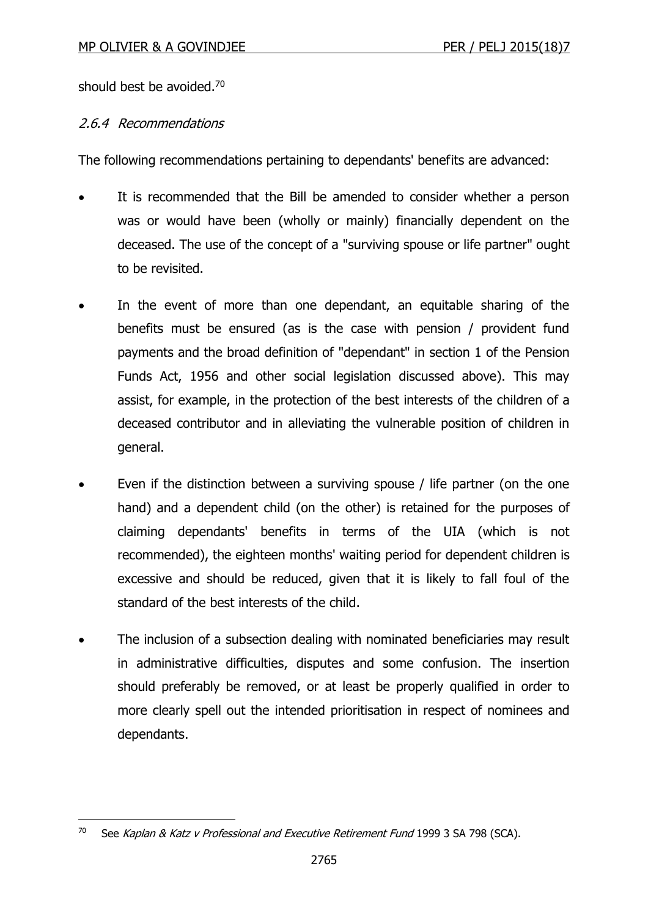should best be avoided.[70]

### *2.6.4 Recommendations*

The following recommendations pertaining to dependants' benefits are advanced:

- It is recommended that the Bill be amended to consider whether a person was or would have been (wholly or mainly) financially dependent on the deceased. The use of the concept of a "surviving spouse or life partner" ought to be revisited.
- In the event of more than one dependant, an equitable sharing of the benefits must be ensured (as is the case with pension / provident fund payments and the broad definition of "dependant" in section 1 of the Pension Funds Act, 1956 and other social legislation discussed above). This may assist, for example, in the protection of the best interests of the children of a deceased contributor and in alleviating the vulnerable position of children in general.
- Even if the distinction between a surviving spouse / life partner (on the one hand) and a dependent child (on the other) is retained for the purposes of claiming dependants' benefits in terms of the UIA (which is not recommended), the eighteen months' waiting period for dependent children is excessive and should be reduced, given that it is likely to fall foul of the standard of the best interests of the child.
- The inclusion of a subsection dealing with nominated beneficiaries may result in administrative difficulties, disputes and some confusion. The insertion should preferably be removed, or at least be properly qualified in order to more clearly spell out the intended prioritisation in respect of nominees and dependants.

---

[70] See *Kaplan & Katz v Professional and Executive Retirement Fund* 1999 3 SA 798 (SCA).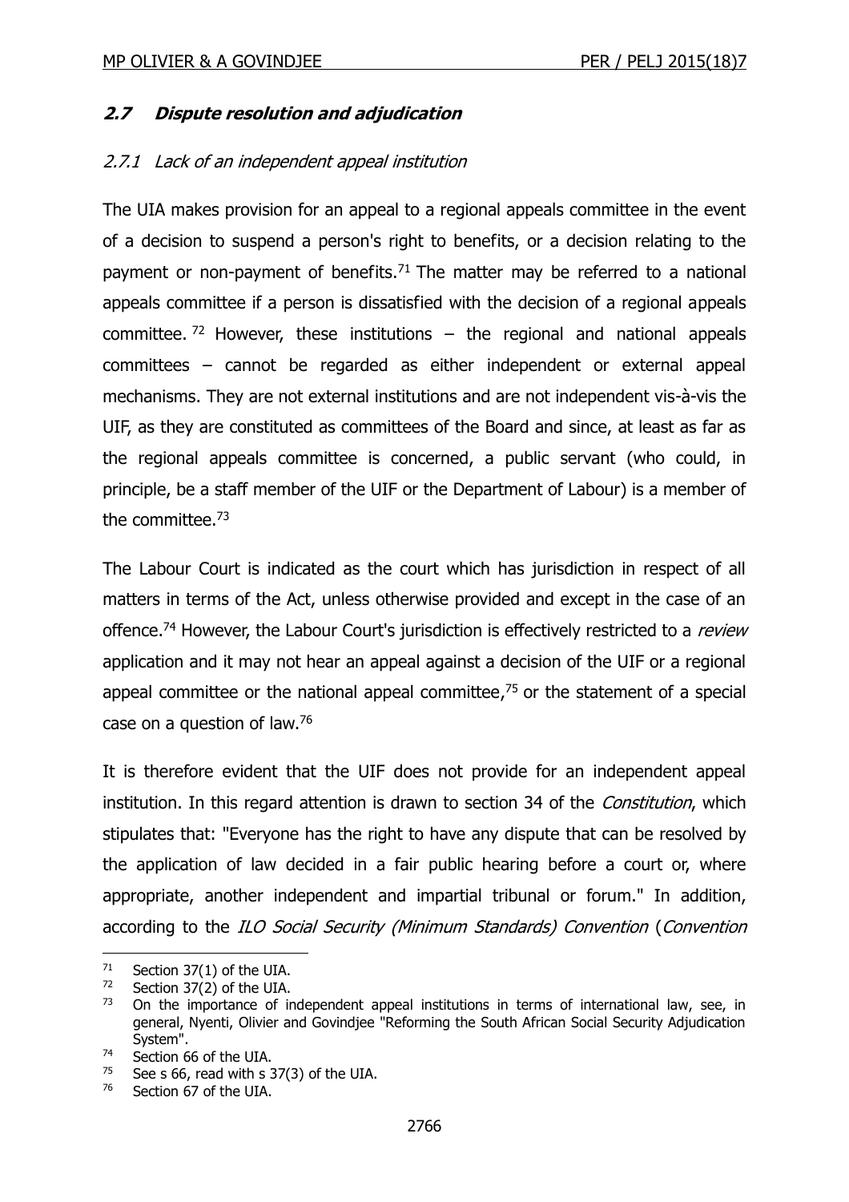## 2.7 Dispute resolution and adjudication

### 2.7.1 Lack of an independent appeal institution

The UIA makes provision for an appeal to a regional appeals committee in the event of a decision to suspend a person's right to benefits, or a decision relating to the payment or non-payment of benefits.[71] The matter may be referred to a national appeals committee if a person is dissatisfied with the decision of a regional appeals committee.[72] However, these institutions – the regional and national appeals committees – cannot be regarded as either independent or external appeal mechanisms. They are not external institutions and are not independent vis-à-vis the UIF, as they are constituted as committees of the Board and since, at least as far as the regional appeals committee is concerned, a public servant (who could, in principle, be a staff member of the UIF or the Department of Labour) is a member of the committee.[73]

The Labour Court is indicated as the court which has jurisdiction in respect of all matters in terms of the Act, unless otherwise provided and except in the case of an offence.[74] However, the Labour Court's jurisdiction is effectively restricted to a *review* application and it may not hear an appeal against a decision of the UIF or a regional appeal committee or the national appeal committee,[75] or the statement of a special case on a question of law.[76]

It is therefore evident that the UIF does not provide for an independent appeal institution. In this regard attention is drawn to section 34 of the *Constitution*, which stipulates that: "Everyone has the right to have any dispute that can be resolved by the application of law decided in a fair public hearing before a court or, where appropriate, another independent and impartial tribunal or forum." In addition, according to the *ILO Social Security (Minimum Standards) Convention* (*Convention*

---

[71] Section 37(1) of the UIA.

[72] Section 37(2) of the UIA.

[73] On the importance of independent appeal institutions in terms of international law, see, in general, Nyenti, Olivier and Govindjee "Reforming the South African Social Security Adjudication System".

[74] Section 66 of the UIA.

[75] See s 66, read with s 37(3) of the UIA.

[76] Section 67 of the UIA.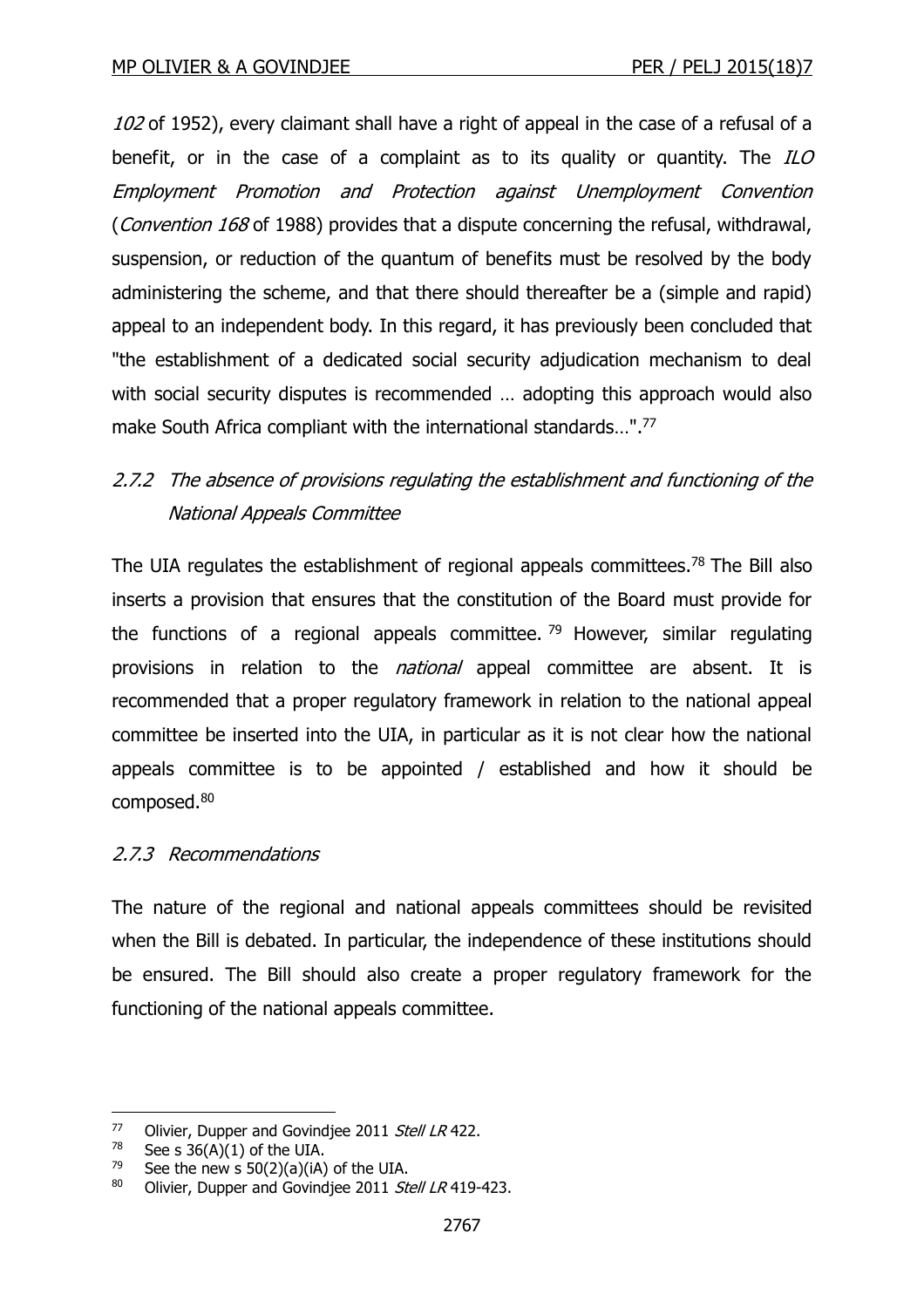*102* of 1952), every claimant shall have a right of appeal in the case of a refusal of a benefit, or in the case of a complaint as to its quality or quantity. The *ILO Employment Promotion and Protection against Unemployment Convention* (*Convention 168* of 1988) provides that a dispute concerning the refusal, withdrawal, suspension, or reduction of the quantum of benefits must be resolved by the body administering the scheme, and that there should thereafter be a (simple and rapid) appeal to an independent body. In this regard, it has previously been concluded that "the establishment of a dedicated social security adjudication mechanism to deal with social security disputes is recommended … adopting this approach would also make South Africa compliant with the international standards…".[77]

### *2.7.2 The absence of provisions regulating the establishment and functioning of the National Appeals Committee*

The UIA regulates the establishment of regional appeals committees.[78] The Bill also inserts a provision that ensures that the constitution of the Board must provide for the functions of a regional appeals committee.[79] However, similar regulating provisions in relation to the *national* appeal committee are absent. It is recommended that a proper regulatory framework in relation to the national appeal committee be inserted into the UIA, in particular as it is not clear how the national appeals committee is to be appointed / established and how it should be composed.[80]

### *2.7.3 Recommendations*

The nature of the regional and national appeals committees should be revisited when the Bill is debated. In particular, the independence of these institutions should be ensured. The Bill should also create a proper regulatory framework for the functioning of the national appeals committee.

---

[77] Olivier, Dupper and Govindjee 2011 *Stell LR* 422.

[78] See s 36(A)(1) of the UIA.

[79] See the new s 50(2)(a)(iA) of the UIA.

[80] Olivier, Dupper and Govindjee 2011 *Stell LR* 419-423.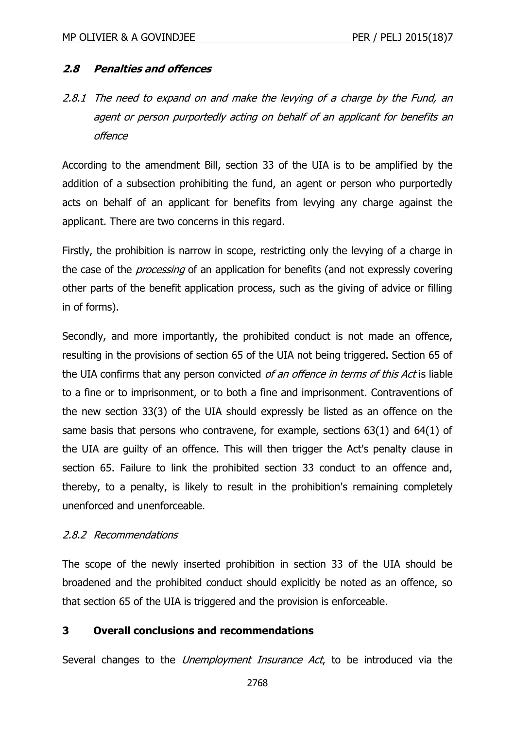### *2.8 Penalties and offences*

#### *2.8.1 The need to expand on and make the levying of a charge by the Fund, an agent or person purportedly acting on behalf of an applicant for benefits an offence*

According to the amendment Bill, section 33 of the UIA is to be amplified by the addition of a subsection prohibiting the fund, an agent or person who purportedly acts on behalf of an applicant for benefits from levying any charge against the applicant. There are two concerns in this regard.

Firstly, the prohibition is narrow in scope, restricting only the levying of a charge in the case of the *processing* of an application for benefits (and not expressly covering other parts of the benefit application process, such as the giving of advice or filling in of forms).

Secondly, and more importantly, the prohibited conduct is not made an offence, resulting in the provisions of section 65 of the UIA not being triggered. Section 65 of the UIA confirms that any person convicted *of an offence in terms of this Act* is liable to a fine or to imprisonment, or to both a fine and imprisonment. Contraventions of the new section 33(3) of the UIA should expressly be listed as an offence on the same basis that persons who contravene, for example, sections 63(1) and 64(1) of the UIA are guilty of an offence. This will then trigger the Act's penalty clause in section 65. Failure to link the prohibited section 33 conduct to an offence and, thereby, to a penalty, is likely to result in the prohibition's remaining completely unenforced and unenforceable.

#### *2.8.2 Recommendations*

The scope of the newly inserted prohibition in section 33 of the UIA should be broadened and the prohibited conduct should explicitly be noted as an offence, so that section 65 of the UIA is triggered and the provision is enforceable.

## **3 Overall conclusions and recommendations**

Several changes to the *Unemployment Insurance Act*, to be introduced via the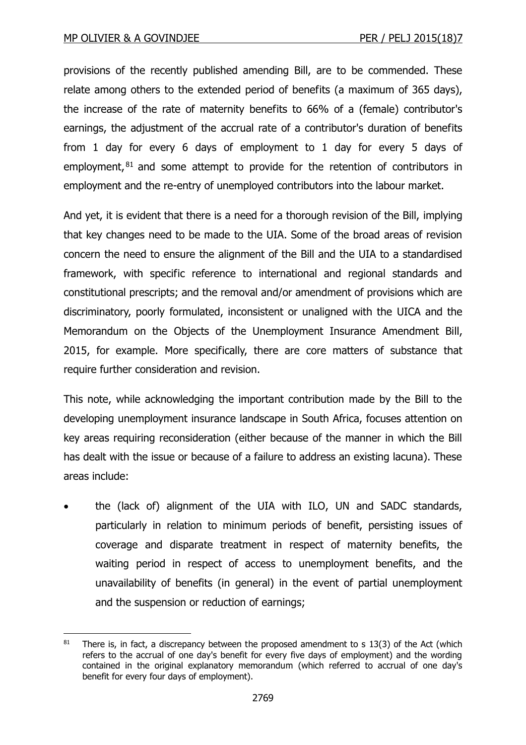provisions of the recently published amending Bill, are to be commended. These relate among others to the extended period of benefits (a maximum of 365 days), the increase of the rate of maternity benefits to 66% of a (female) contributor's earnings, the adjustment of the accrual rate of a contributor's duration of benefits from 1 day for every 6 days of employment to 1 day for every 5 days of employment,[81] and some attempt to provide for the retention of contributors in employment and the re-entry of unemployed contributors into the labour market.

And yet, it is evident that there is a need for a thorough revision of the Bill, implying that key changes need to be made to the UIA. Some of the broad areas of revision concern the need to ensure the alignment of the Bill and the UIA to a standardised framework, with specific reference to international and regional standards and constitutional prescripts; and the removal and/or amendment of provisions which are discriminatory, poorly formulated, inconsistent or unaligned with the UICA and the Memorandum on the Objects of the Unemployment Insurance Amendment Bill, 2015, for example. More specifically, there are core matters of substance that require further consideration and revision.

This note, while acknowledging the important contribution made by the Bill to the developing unemployment insurance landscape in South Africa, focuses attention on key areas requiring reconsideration (either because of the manner in which the Bill has dealt with the issue or because of a failure to address an existing lacuna). These areas include:

- the (lack of) alignment of the UIA with ILO, UN and SADC standards, particularly in relation to minimum periods of benefit, persisting issues of coverage and disparate treatment in respect of maternity benefits, the waiting period in respect of access to unemployment benefits, and the unavailability of benefits (in general) in the event of partial unemployment and the suspension or reduction of earnings;

---

[81] There is, in fact, a discrepancy between the proposed amendment to s 13(3) of the Act (which refers to the accrual of one day's benefit for every five days of employment) and the wording contained in the original explanatory memorandum (which referred to accrual of one day's benefit for every four days of employment).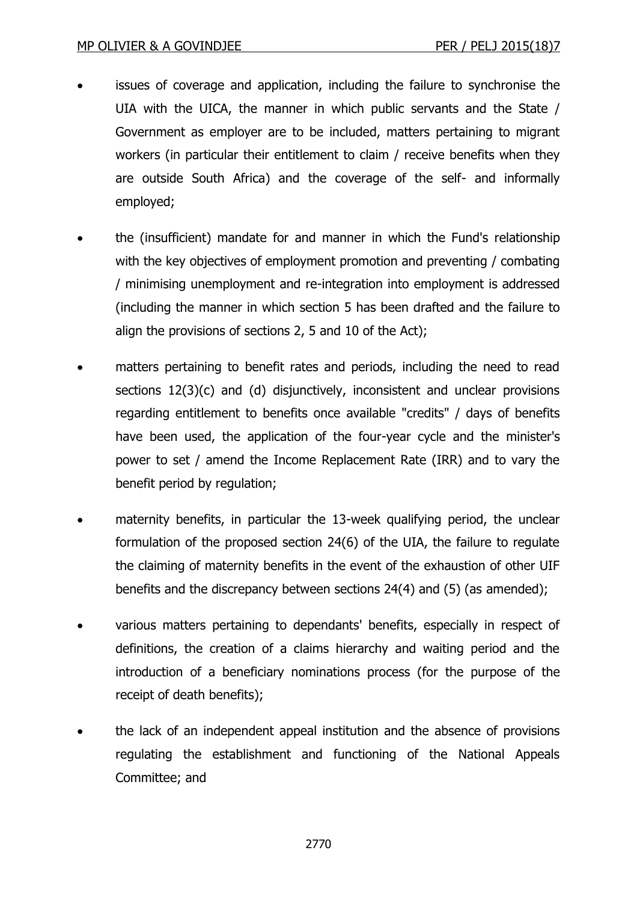- issues of coverage and application, including the failure to synchronise the UIA with the UICA, the manner in which public servants and the State / Government as employer are to be included, matters pertaining to migrant workers (in particular their entitlement to claim / receive benefits when they are outside South Africa) and the coverage of the self- and informally employed;
- the (insufficient) mandate for and manner in which the Fund's relationship with the key objectives of employment promotion and preventing / combating / minimising unemployment and re-integration into employment is addressed (including the manner in which section 5 has been drafted and the failure to align the provisions of sections 2, 5 and 10 of the Act);
- matters pertaining to benefit rates and periods, including the need to read sections 12(3)(c) and (d) disjunctively, inconsistent and unclear provisions regarding entitlement to benefits once available "credits" / days of benefits have been used, the application of the four-year cycle and the minister's power to set / amend the Income Replacement Rate (IRR) and to vary the benefit period by regulation;
- maternity benefits, in particular the 13-week qualifying period, the unclear formulation of the proposed section 24(6) of the UIA, the failure to regulate the claiming of maternity benefits in the event of the exhaustion of other UIF benefits and the discrepancy between sections 24(4) and (5) (as amended);
- various matters pertaining to dependants' benefits, especially in respect of definitions, the creation of a claims hierarchy and waiting period and the introduction of a beneficiary nominations process (for the purpose of the receipt of death benefits);
- the lack of an independent appeal institution and the absence of provisions regulating the establishment and functioning of the National Appeals Committee; and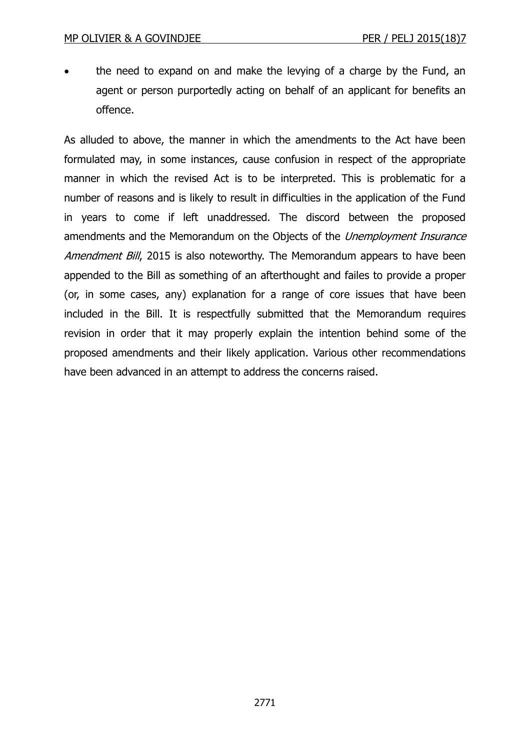- the need to expand on and make the levying of a charge by the Fund, an agent or person purportedly acting on behalf of an applicant for benefits an offence.

As alluded to above, the manner in which the amendments to the Act have been formulated may, in some instances, cause confusion in respect of the appropriate manner in which the revised Act is to be interpreted. This is problematic for a number of reasons and is likely to result in difficulties in the application of the Fund in years to come if left unaddressed. The discord between the proposed amendments and the Memorandum on the Objects of the *Unemployment Insurance Amendment Bill*, 2015 is also noteworthy. The Memorandum appears to have been appended to the Bill as something of an afterthought and failes to provide a proper (or, in some cases, any) explanation for a range of core issues that have been included in the Bill. It is respectfully submitted that the Memorandum requires revision in order that it may properly explain the intention behind some of the proposed amendments and their likely application. Various other recommendations have been advanced in an attempt to address the concerns raised.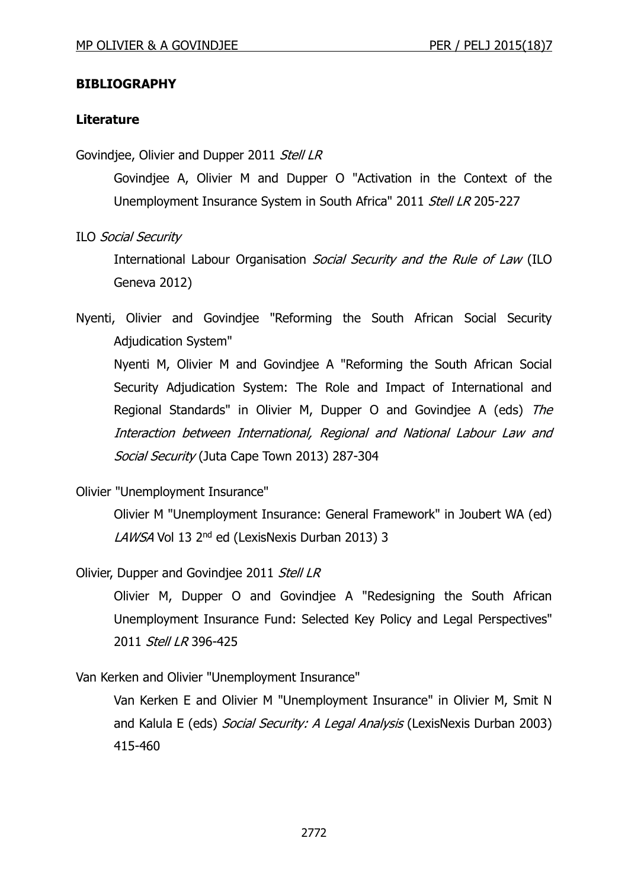## BIBLIOGRAPHY

### Literature

Govindjee, Olivier and Dupper 2011 *Stell LR*

Govindjee A, Olivier M and Dupper O "Activation in the Context of the Unemployment Insurance System in South Africa" 2011 *Stell LR* 205-227

ILO *Social Security*

International Labour Organisation *Social Security and the Rule of Law* (ILO Geneva 2012)

Nyenti, Olivier and Govindjee "Reforming the South African Social Security Adjudication System"

Nyenti M, Olivier M and Govindjee A "Reforming the South African Social Security Adjudication System: The Role and Impact of International and Regional Standards" in Olivier M, Dupper O and Govindjee A (eds) *The Interaction between International, Regional and National Labour Law and Social Security* (Juta Cape Town 2013) 287-304

Olivier "Unemployment Insurance"

Olivier M "Unemployment Insurance: General Framework" in Joubert WA (ed) *LAWSA* Vol 13 2nd ed (LexisNexis Durban 2013) 3

Olivier, Dupper and Govindjee 2011 *Stell LR*

Olivier M, Dupper O and Govindjee A "Redesigning the South African Unemployment Insurance Fund: Selected Key Policy and Legal Perspectives" 2011 *Stell LR* 396-425

Van Kerken and Olivier "Unemployment Insurance"

Van Kerken E and Olivier M "Unemployment Insurance" in Olivier M, Smit N and Kalula E (eds) *Social Security: A Legal Analysis* (LexisNexis Durban 2003) 415-460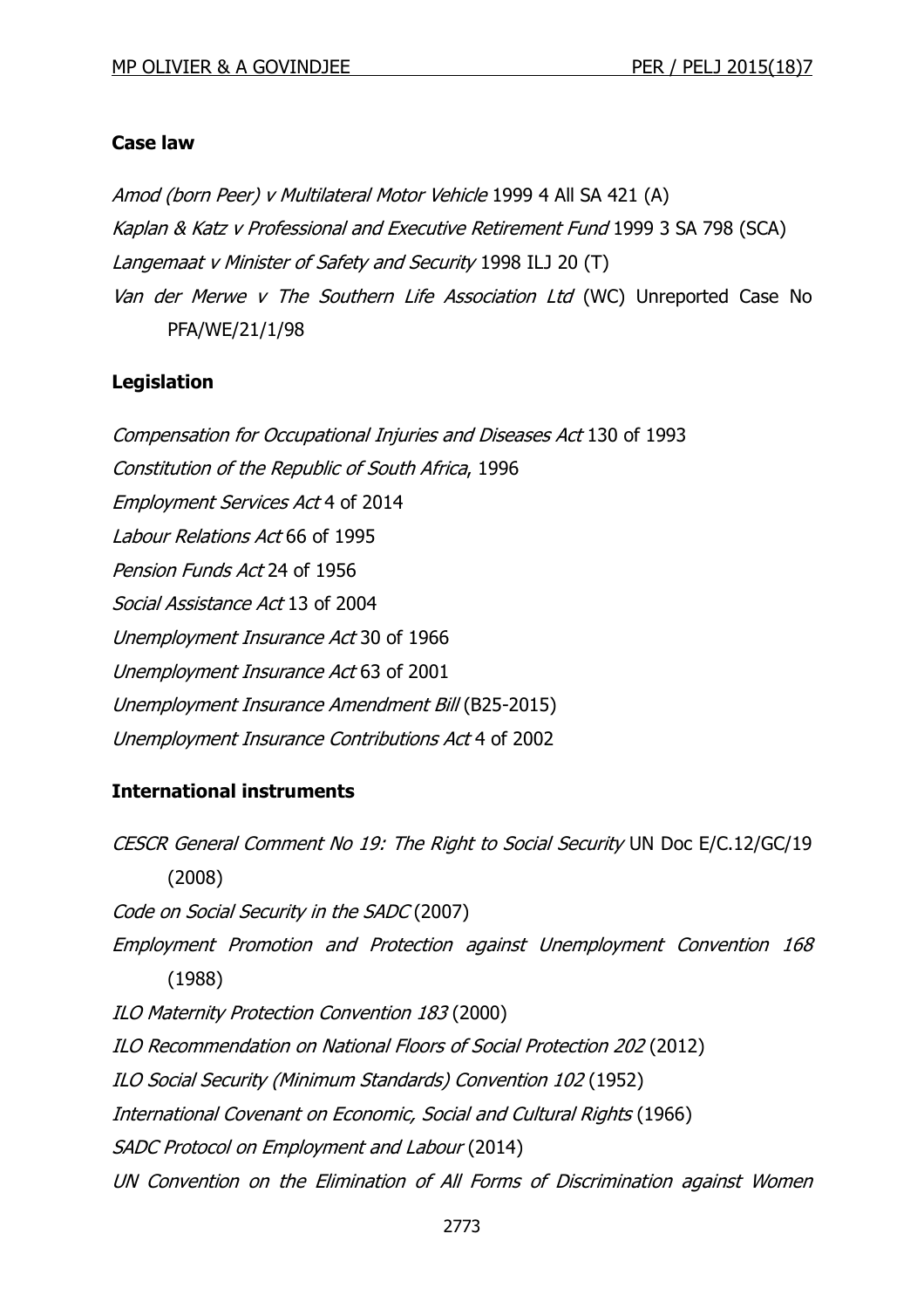**Case law**

*Amod (born Peer) v Multilateral Motor Vehicle* 1999 4 All SA 421 (A)

*Kaplan & Katz v Professional and Executive Retirement Fund* 1999 3 SA 798 (SCA)

*Langemaat v Minister of Safety and Security* 1998 ILJ 20 (T)

*Van der Merwe v The Southern Life Association Ltd* (WC) Unreported Case No PFA/WE/21/1/98

**Legislation**

*Compensation for Occupational Injuries and Diseases Act* 130 of 1993

*Constitution of the Republic of South Africa*, 1996

*Employment Services Act* 4 of 2014

*Labour Relations Act* 66 of 1995

*Pension Funds Act* 24 of 1956

*Social Assistance Act* 13 of 2004

*Unemployment Insurance Act* 30 of 1966

*Unemployment Insurance Act* 63 of 2001

*Unemployment Insurance Amendment Bill* (B25-2015)

*Unemployment Insurance Contributions Act* 4 of 2002

**International instruments**

*CESCR General Comment No 19: The Right to Social Security* UN Doc E/C.12/GC/19 (2008)

*Code on Social Security in the SADC* (2007)

*Employment Promotion and Protection against Unemployment Convention 168* (1988)

*ILO Maternity Protection Convention 183* (2000)

*ILO Recommendation on National Floors of Social Protection 202* (2012)

*ILO Social Security (Minimum Standards) Convention 102* (1952)

*International Covenant on Economic, Social and Cultural Rights* (1966)

*SADC Protocol on Employment and Labour* (2014)

*UN Convention on the Elimination of All Forms of Discrimination against Women*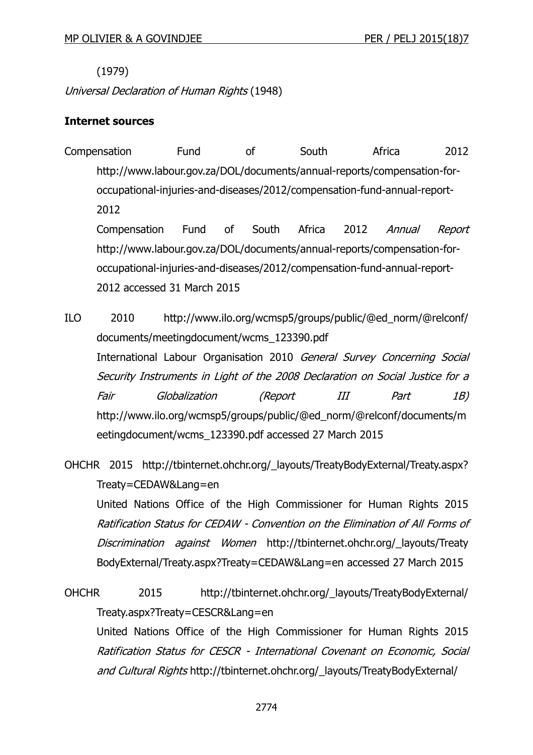(1979)

*Universal Declaration of Human Rights* (1948)

**Internet sources**

Compensation Fund of South Africa 2012 http://www.labour.gov.za/DOL/documents/annual-reports/compensation-for-occupational-injuries-and-diseases/2012/compensation-fund-annual-report-2012

Compensation Fund of South Africa 2012 *Annual Report* http://www.labour.gov.za/DOL/documents/annual-reports/compensation-for-occupational-injuries-and-diseases/2012/compensation-fund-annual-report-2012 accessed 31 March 2015

ILO 2010 http://www.ilo.org/wcmsp5/groups/public/@ed_norm/@relconf/documents/meetingdocument/wcms_123390.pdf

International Labour Organisation 2010 *General Survey Concerning Social Security Instruments in Light of the 2008 Declaration on Social Justice for a Fair Globalization (Report III Part 1B)* http://www.ilo.org/wcmsp5/groups/public/@ed_norm/@relconf/documents/meetingdocument/wcms_123390.pdf accessed 27 March 2015

OHCHR 2015 http://tbinternet.ohchr.org/_layouts/TreatyBodyExternal/Treaty.aspx?Treaty=CEDAW&Lang=en

United Nations Office of the High Commissioner for Human Rights 2015 *Ratification Status for CEDAW - Convention on the Elimination of All Forms of Discrimination against Women* http://tbinternet.ohchr.org/_layouts/TreatyBodyExternal/Treaty.aspx?Treaty=CEDAW&Lang=en accessed 27 March 2015

OHCHR 2015 http://tbinternet.ohchr.org/_layouts/TreatyBodyExternal/Treaty.aspx?Treaty=CESCR&Lang=en

United Nations Office of the High Commissioner for Human Rights 2015 *Ratification Status for CESCR - International Covenant on Economic, Social and Cultural Rights* http://tbinternet.ohchr.org/_layouts/TreatyBodyExternal/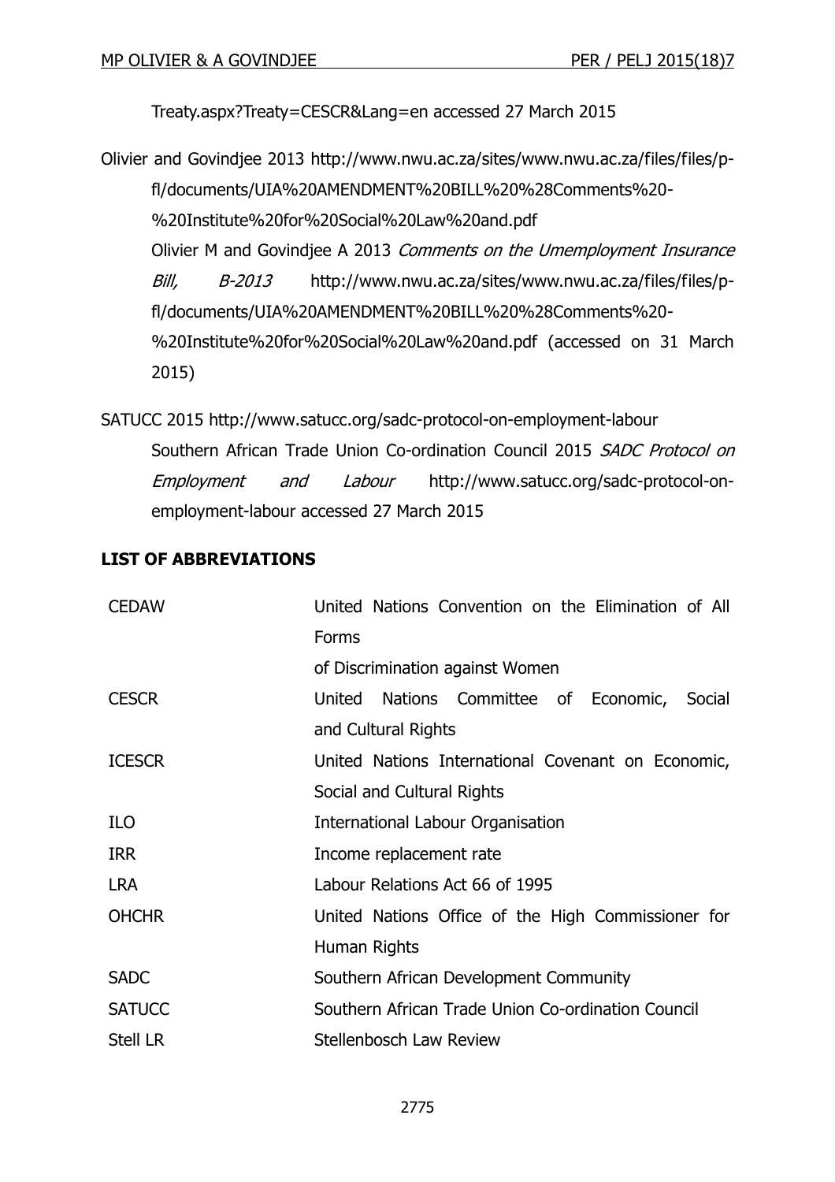Treaty.aspx?Treaty=CESCR&Lang=en accessed 27 March 2015

Olivier and Govindjee 2013 http://www.nwu.ac.za/sites/www.nwu.ac.za/files/files/p-fl/documents/UIA%20AMENDMENT%20BILL%20%28Comments%20-%20Institute%20for%20Social%20Law%20and.pdf

Olivier M and Govindjee A 2013 *Comments on the Umemployment Insurance Bill, B-2013* http://www.nwu.ac.za/sites/www.nwu.ac.za/files/files/p-fl/documents/UIA%20AMENDMENT%20BILL%20%28Comments%20-%20Institute%20for%20Social%20Law%20and.pdf (accessed on 31 March 2015)

SATUCC 2015 http://www.satucc.org/sadc-protocol-on-employment-labour

Southern African Trade Union Co-ordination Council 2015 *SADC Protocol on Employment and Labour* http://www.satucc.org/sadc-protocol-on-employment-labour accessed 27 March 2015

## LIST OF ABBREVIATIONS

| | |
|---|---|
| CEDAW | United Nations Convention on the Elimination of All Forms of Discrimination against Women |
| CESCR | United Nations Committee of Economic, Social and Cultural Rights |
| ICESCR | United Nations International Covenant on Economic, Social and Cultural Rights |
| ILO | International Labour Organisation |
| IRR | Income replacement rate |
| LRA | Labour Relations Act 66 of 1995 |
| OHCHR | United Nations Office of the High Commissioner for Human Rights |
| SADC | Southern African Development Community |
| SATUCC | Southern African Trade Union Co-ordination Council |
| Stell LR | Stellenbosch Law Review |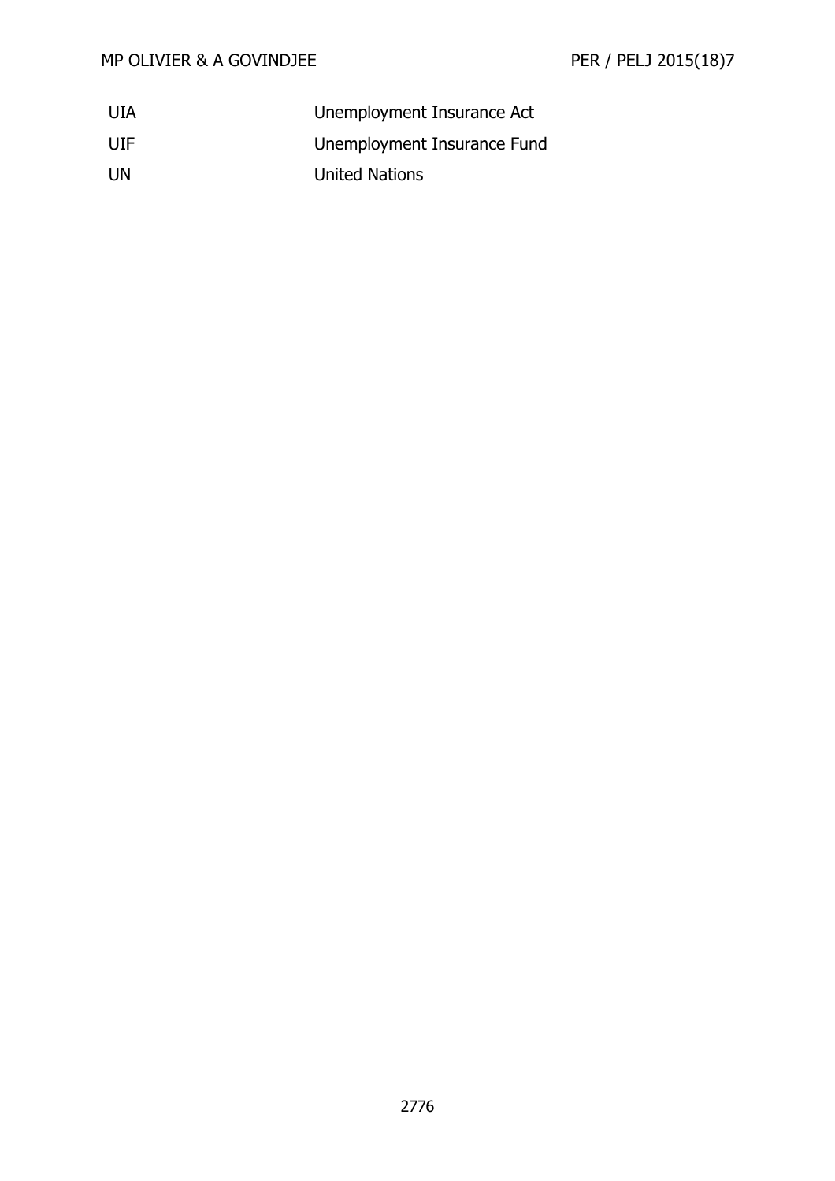| | |
|---|---|
| UIA | Unemployment Insurance Act |
| UIF | Unemployment Insurance Fund |
| UN | United Nations |